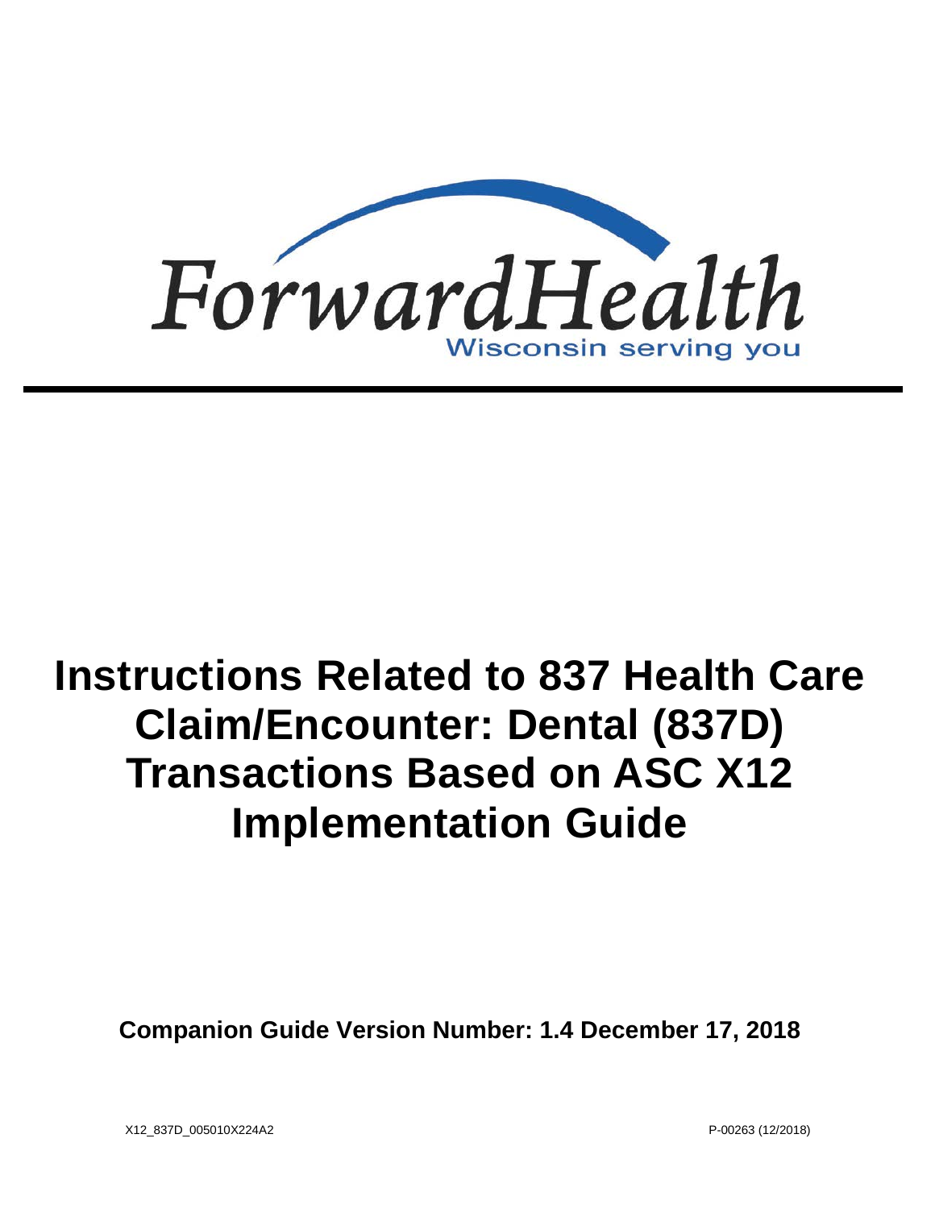ForwardHealth

Wisconsin serving you

# Instructions Related to 837 Health Care Claim/Encounter: Dental (837D) Transactions Based on ASC X12 Implementation Guide

**Companion Guide Version Number: 1.4 December 17, 2018**

X12_837D_005010X224A2

P-00263 (12/2018)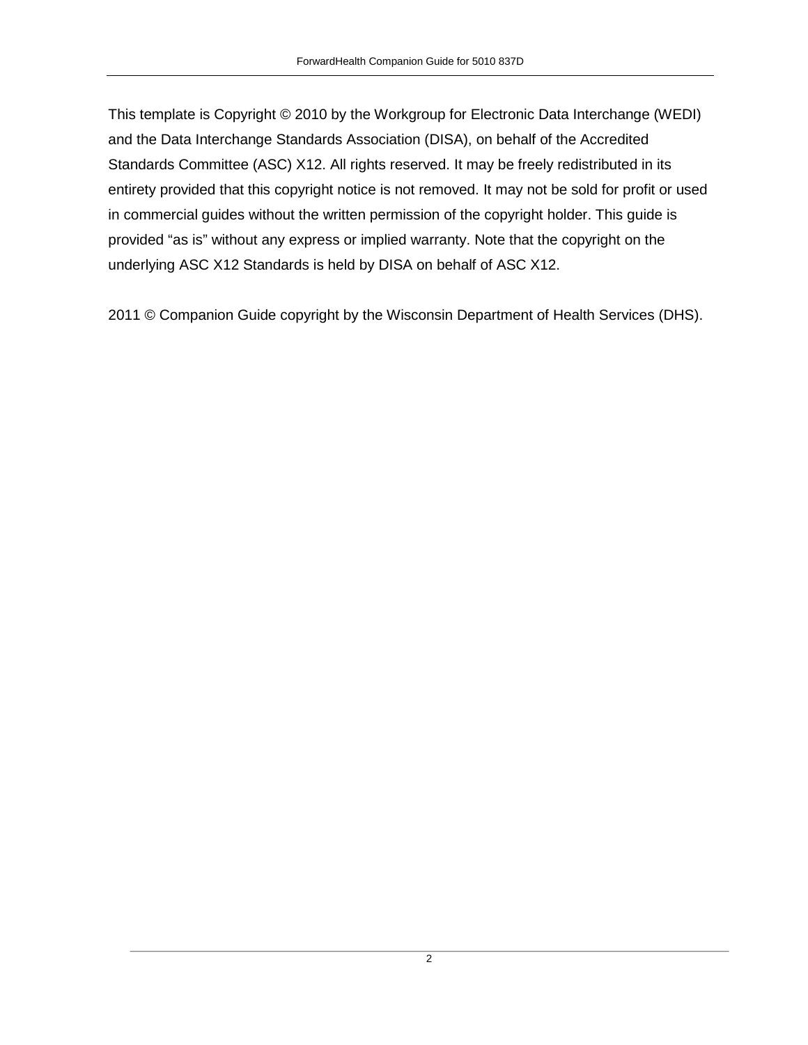This template is Copyright © 2010 by the Workgroup for Electronic Data Interchange (WEDI) and the Data Interchange Standards Association (DISA), on behalf of the Accredited Standards Committee (ASC) X12. All rights reserved. It may be freely redistributed in its entirety provided that this copyright notice is not removed. It may not be sold for profit or used in commercial guides without the written permission of the copyright holder. This guide is provided "as is" without any express or implied warranty. Note that the copyright on the underlying ASC X12 Standards is held by DISA on behalf of ASC X12.

2011 © Companion Guide copyright by the Wisconsin Department of Health Services (DHS).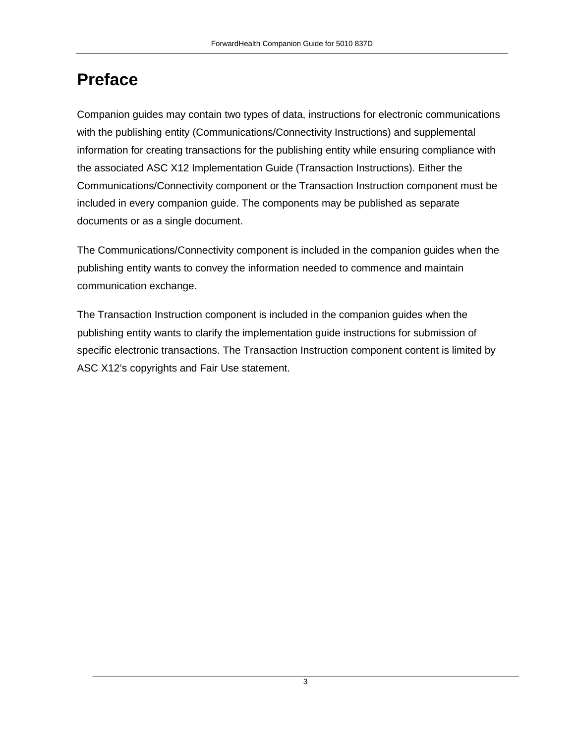# Preface

Companion guides may contain two types of data, instructions for electronic communications with the publishing entity (Communications/Connectivity Instructions) and supplemental information for creating transactions for the publishing entity while ensuring compliance with the associated ASC X12 Implementation Guide (Transaction Instructions). Either the Communications/Connectivity component or the Transaction Instruction component must be included in every companion guide. The components may be published as separate documents or as a single document.

The Communications/Connectivity component is included in the companion guides when the publishing entity wants to convey the information needed to commence and maintain communication exchange.

The Transaction Instruction component is included in the companion guides when the publishing entity wants to clarify the implementation guide instructions for submission of specific electronic transactions. The Transaction Instruction component content is limited by ASC X12's copyrights and Fair Use statement.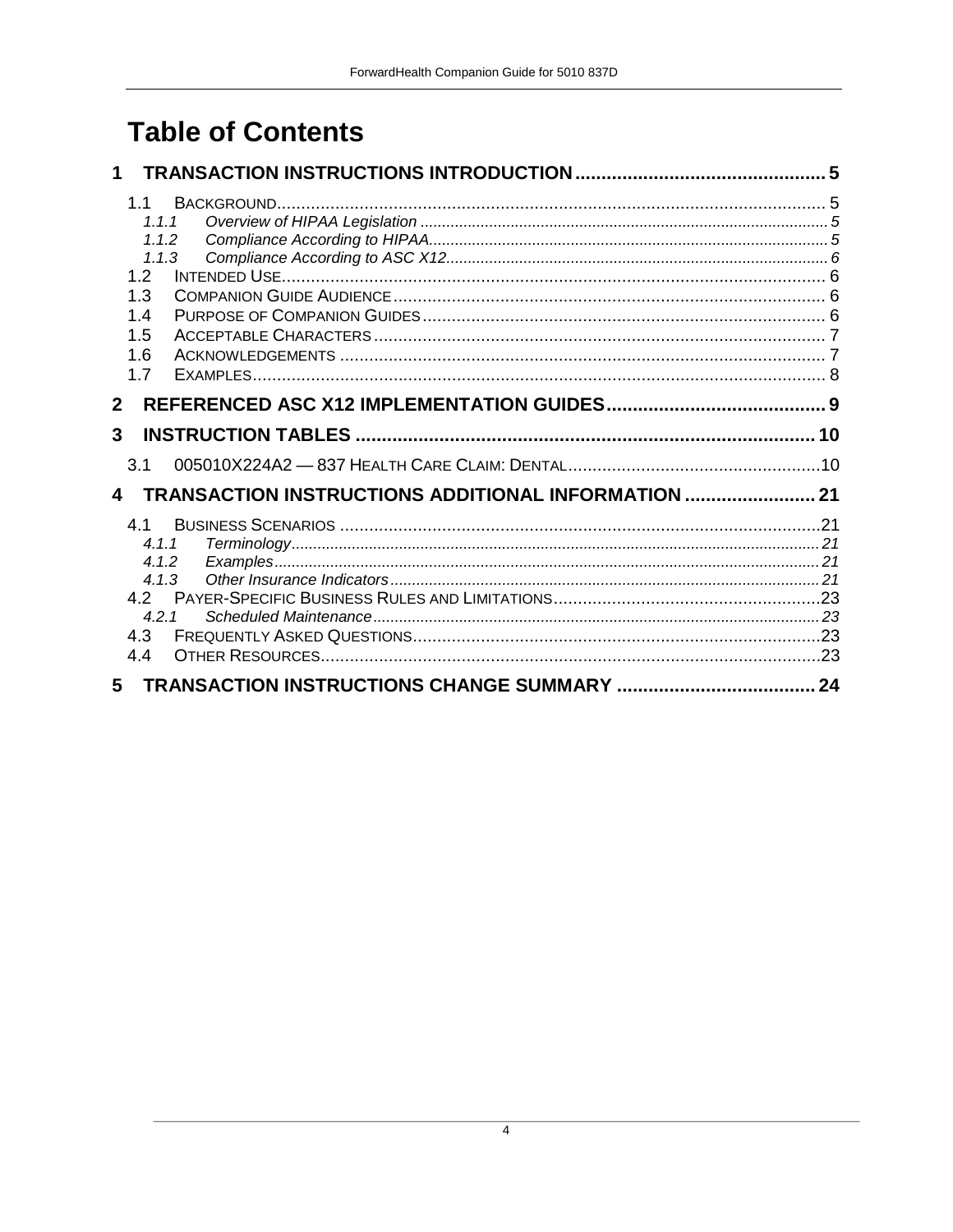# Table of Contents

1 TRANSACTION INSTRUCTIONS INTRODUCTION ........................................ 5

- 1.1 BACKGROUND ........................................ 5
  - *1.1.1 Overview of HIPAA Legislation ........................................ 5*
  - *1.1.2 Compliance According to HIPAA ........................................ 5*
  - *1.1.3 Compliance According to ASC X12 ........................................ 6*
- 1.2 INTENDED USE ........................................ 6
- 1.3 COMPANION GUIDE AUDIENCE ........................................ 6
- 1.4 PURPOSE OF COMPANION GUIDES ........................................ 6
- 1.5 ACCEPTABLE CHARACTERS ........................................ 7
- 1.6 ACKNOWLEDGEMENTS ........................................ 7
- 1.7 EXAMPLES ........................................ 8

2 REFERENCED ASC X12 IMPLEMENTATION GUIDES ........................................ 9

3 INSTRUCTION TABLES ........................................ 10

- 3.1 005010X224A2 — 837 HEALTH CARE CLAIM: DENTAL ........................................ 10

4 TRANSACTION INSTRUCTIONS ADDITIONAL INFORMATION ........................................ 21

- 4.1 BUSINESS SCENARIOS ........................................ 21
  - *4.1.1 Terminology ........................................ 21*
  - *4.1.2 Examples ........................................ 21*
  - *4.1.3 Other Insurance Indicators ........................................ 21*
- 4.2 PAYER-SPECIFIC BUSINESS RULES AND LIMITATIONS ........................................ 23
  - *4.2.1 Scheduled Maintenance ........................................ 23*
- 4.3 FREQUENTLY ASKED QUESTIONS ........................................ 23
- 4.4 OTHER RESOURCES ........................................ 23

5 TRANSACTION INSTRUCTIONS CHANGE SUMMARY ........................................ 24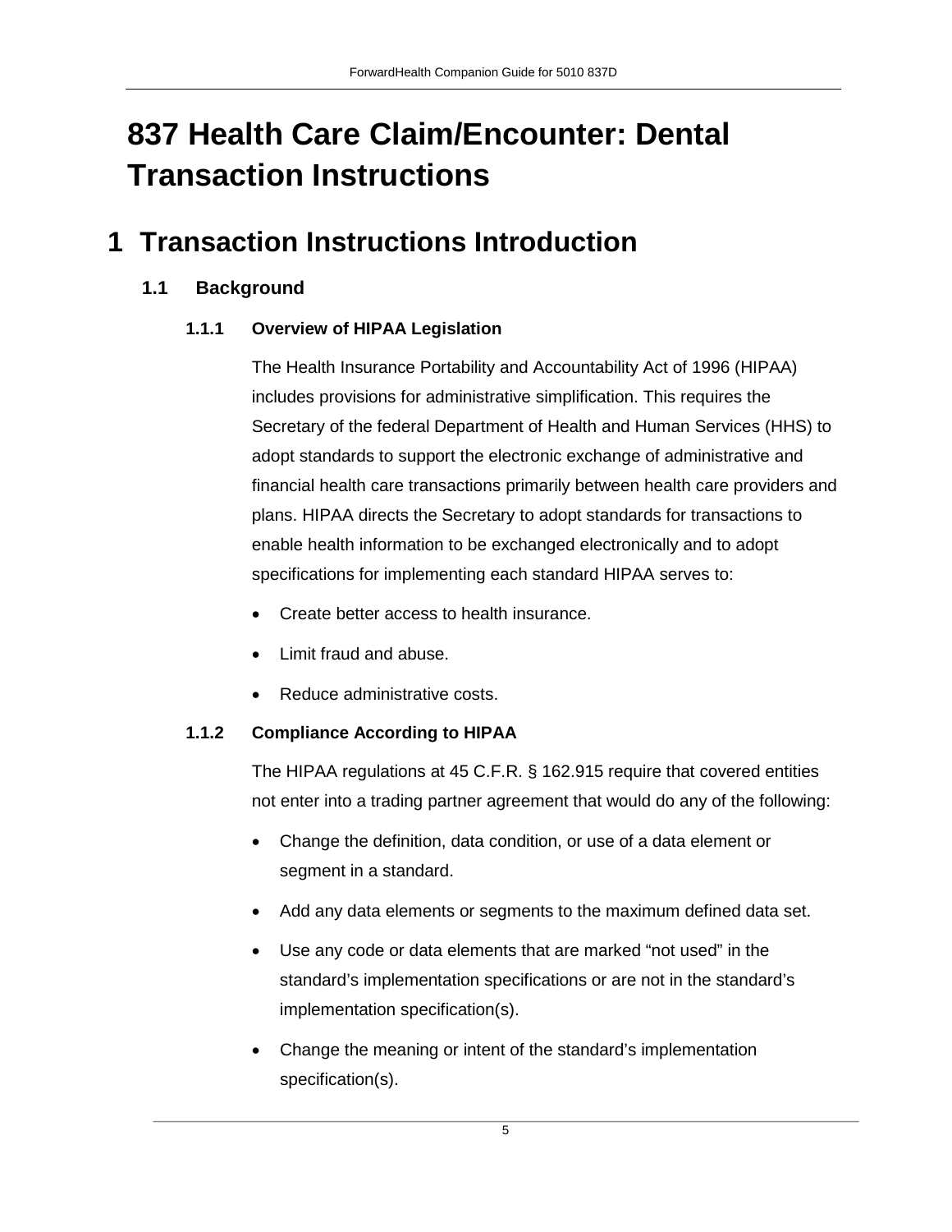# 837 Health Care Claim/Encounter: Dental Transaction Instructions

# 1 Transaction Instructions Introduction

## 1.1 Background

### 1.1.1 Overview of HIPAA Legislation

The Health Insurance Portability and Accountability Act of 1996 (HIPAA) includes provisions for administrative simplification. This requires the Secretary of the federal Department of Health and Human Services (HHS) to adopt standards to support the electronic exchange of administrative and financial health care transactions primarily between health care providers and plans. HIPAA directs the Secretary to adopt standards for transactions to enable health information to be exchanged electronically and to adopt specifications for implementing each standard HIPAA serves to:

- Create better access to health insurance.
- Limit fraud and abuse.
- Reduce administrative costs.

### 1.1.2 Compliance According to HIPAA

The HIPAA regulations at 45 C.F.R. § 162.915 require that covered entities not enter into a trading partner agreement that would do any of the following:

- Change the definition, data condition, or use of a data element or segment in a standard.
- Add any data elements or segments to the maximum defined data set.
- Use any code or data elements that are marked "not used" in the standard's implementation specifications or are not in the standard's implementation specification(s).
- Change the meaning or intent of the standard's implementation specification(s).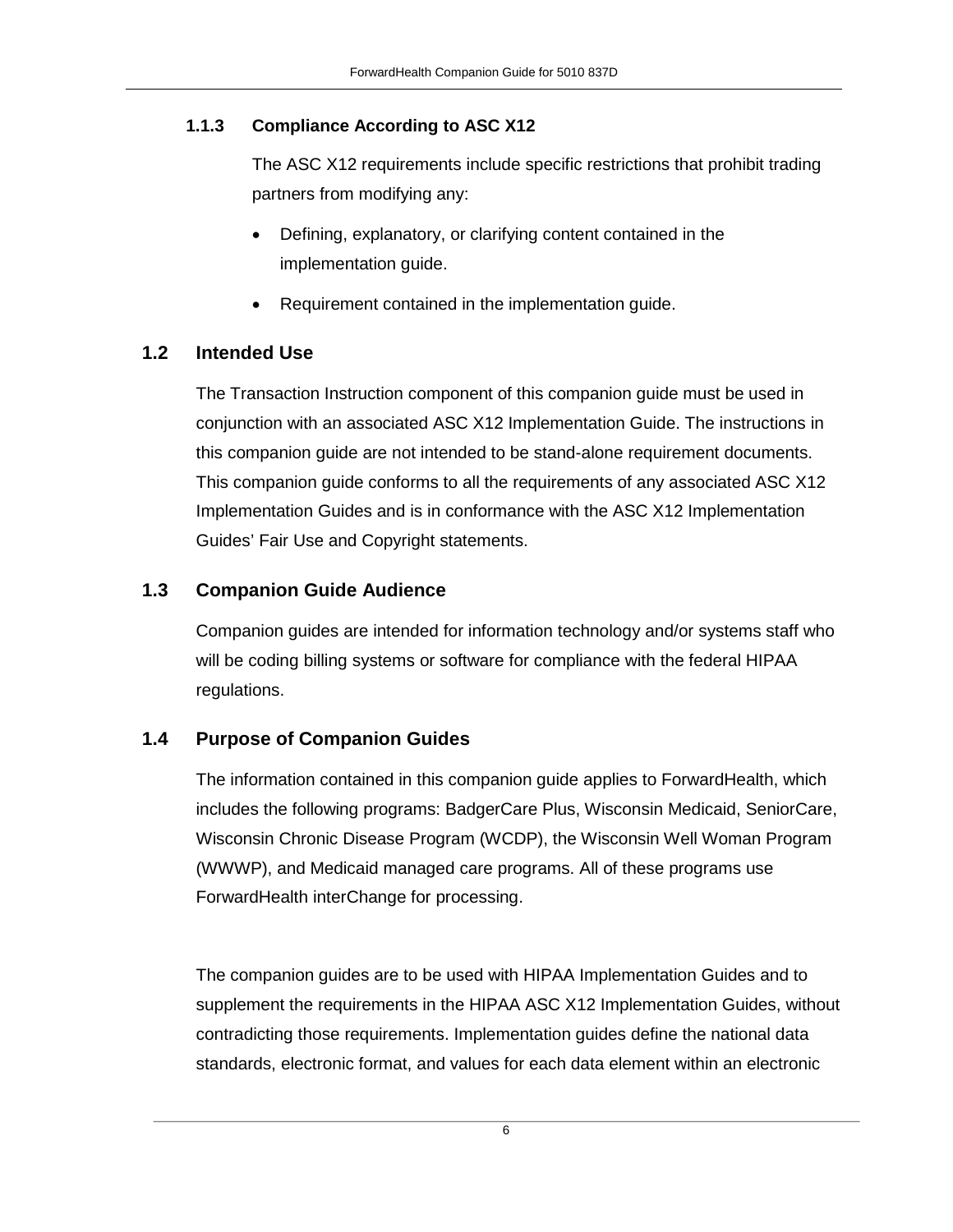### 1.1.3 Compliance According to ASC X12

The ASC X12 requirements include specific restrictions that prohibit trading partners from modifying any:

- Defining, explanatory, or clarifying content contained in the implementation guide.
- Requirement contained in the implementation guide.

## 1.2 Intended Use

The Transaction Instruction component of this companion guide must be used in conjunction with an associated ASC X12 Implementation Guide. The instructions in this companion guide are not intended to be stand-alone requirement documents. This companion guide conforms to all the requirements of any associated ASC X12 Implementation Guides and is in conformance with the ASC X12 Implementation Guides' Fair Use and Copyright statements.

## 1.3 Companion Guide Audience

Companion guides are intended for information technology and/or systems staff who will be coding billing systems or software for compliance with the federal HIPAA regulations.

## 1.4 Purpose of Companion Guides

The information contained in this companion guide applies to ForwardHealth, which includes the following programs: BadgerCare Plus, Wisconsin Medicaid, SeniorCare, Wisconsin Chronic Disease Program (WCDP), the Wisconsin Well Woman Program (WWWP), and Medicaid managed care programs. All of these programs use ForwardHealth interChange for processing.

The companion guides are to be used with HIPAA Implementation Guides and to supplement the requirements in the HIPAA ASC X12 Implementation Guides, without contradicting those requirements. Implementation guides define the national data standards, electronic format, and values for each data element within an electronic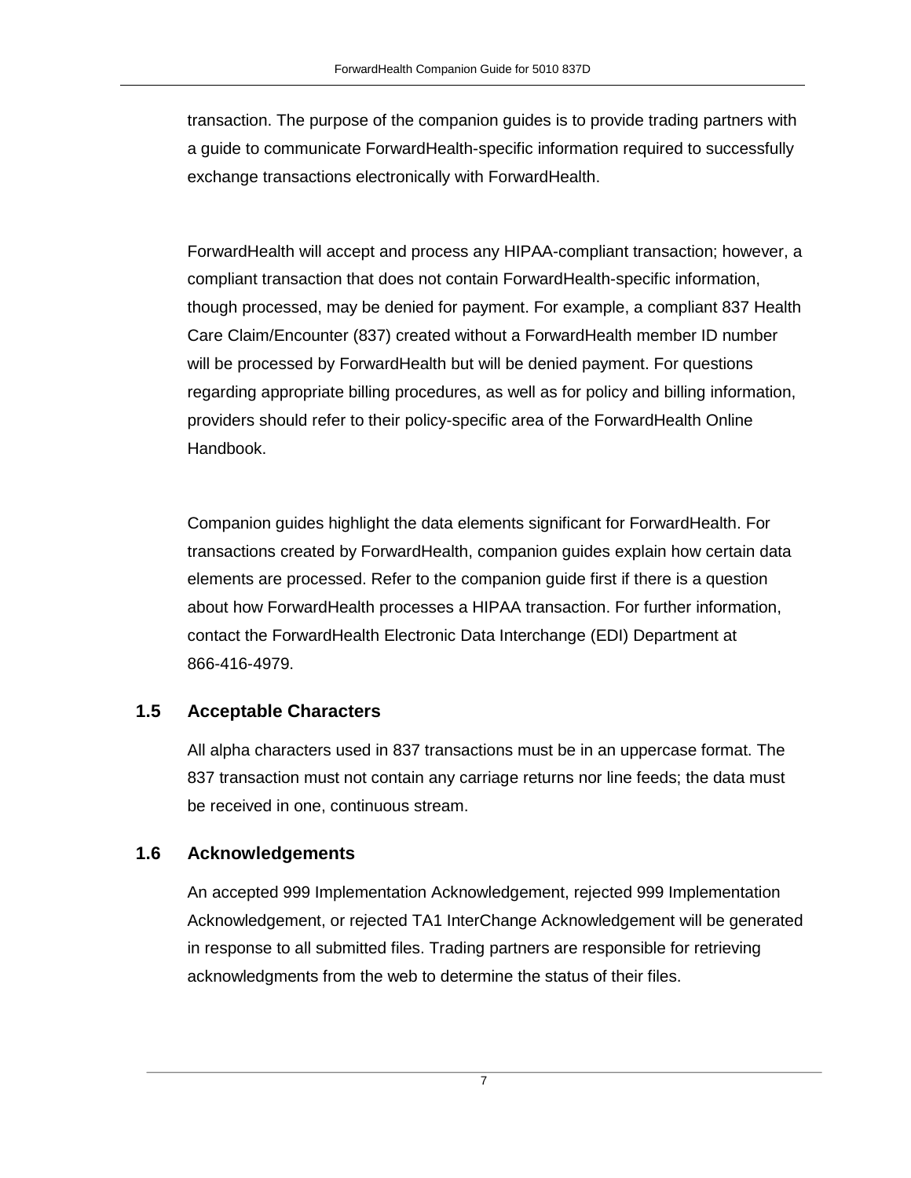transaction. The purpose of the companion guides is to provide trading partners with a guide to communicate ForwardHealth-specific information required to successfully exchange transactions electronically with ForwardHealth.

ForwardHealth will accept and process any HIPAA-compliant transaction; however, a compliant transaction that does not contain ForwardHealth-specific information, though processed, may be denied for payment. For example, a compliant 837 Health Care Claim/Encounter (837) created without a ForwardHealth member ID number will be processed by ForwardHealth but will be denied payment. For questions regarding appropriate billing procedures, as well as for policy and billing information, providers should refer to their policy-specific area of the ForwardHealth Online Handbook.

Companion guides highlight the data elements significant for ForwardHealth. For transactions created by ForwardHealth, companion guides explain how certain data elements are processed. Refer to the companion guide first if there is a question about how ForwardHealth processes a HIPAA transaction. For further information, contact the ForwardHealth Electronic Data Interchange (EDI) Department at 866-416-4979.

## 1.5 Acceptable Characters

All alpha characters used in 837 transactions must be in an uppercase format. The 837 transaction must not contain any carriage returns nor line feeds; the data must be received in one, continuous stream.

## 1.6 Acknowledgements

An accepted 999 Implementation Acknowledgement, rejected 999 Implementation Acknowledgement, or rejected TA1 InterChange Acknowledgement will be generated in response to all submitted files. Trading partners are responsible for retrieving acknowledgments from the web to determine the status of their files.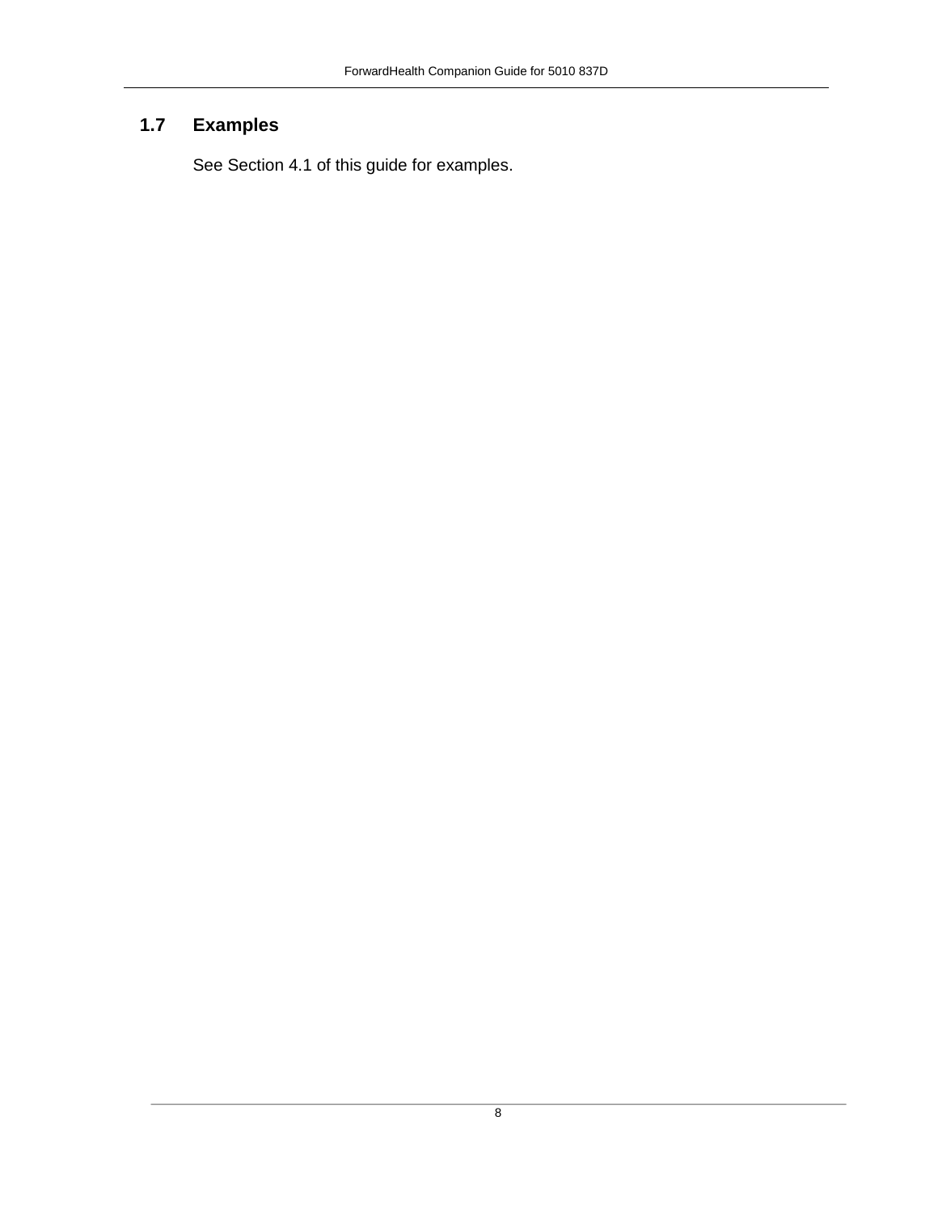## 1.7 Examples

See Section 4.1 of this guide for examples.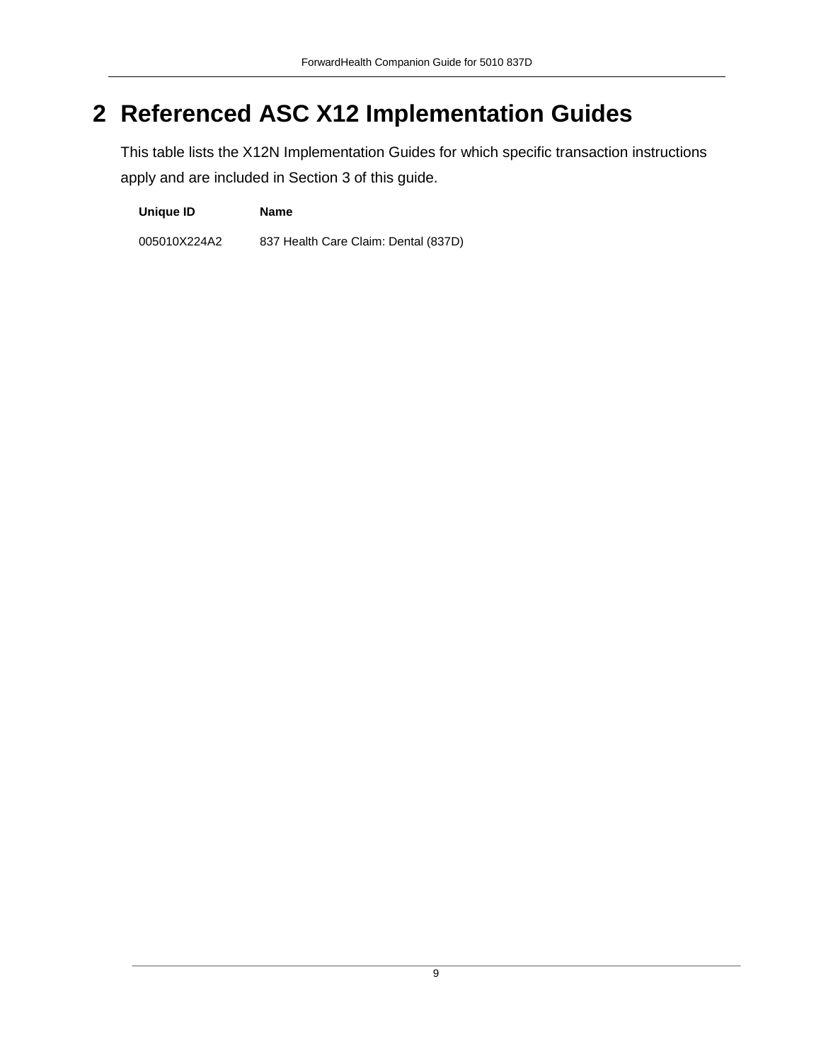# 2 Referenced ASC X12 Implementation Guides

This table lists the X12N Implementation Guides for which specific transaction instructions apply and are included in Section 3 of this guide.

| Unique ID | Name |
|---|---|
| 005010X224A2 | 837 Health Care Claim: Dental (837D) |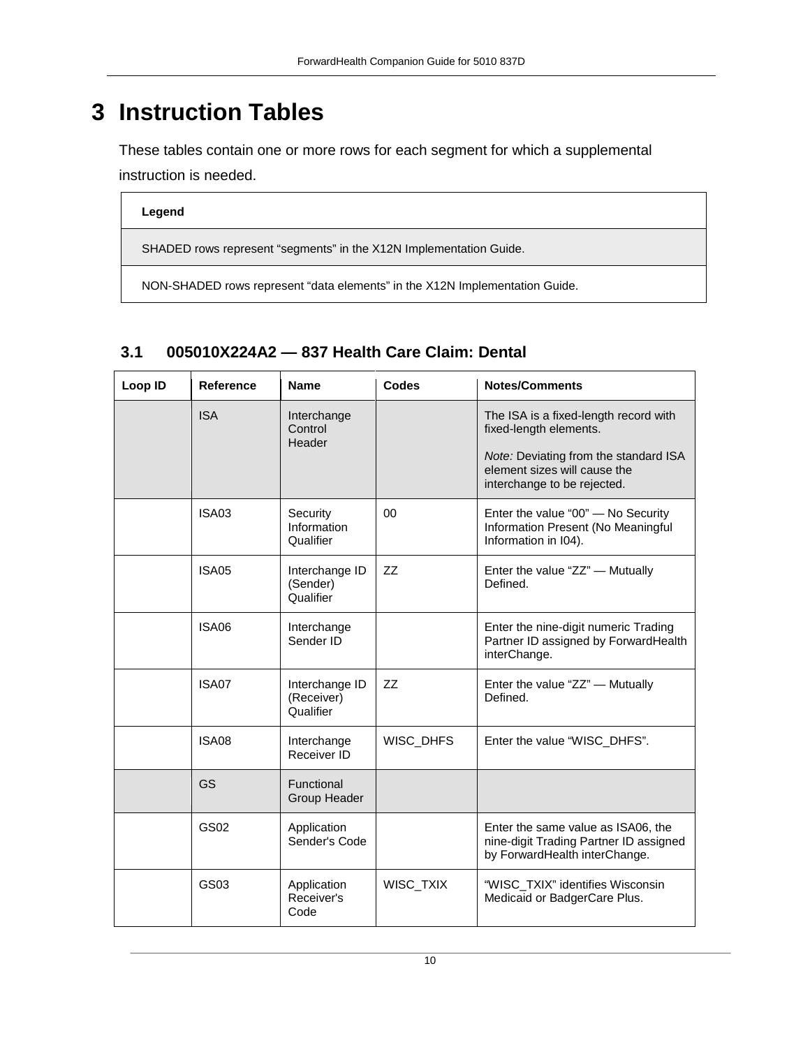# 3 Instruction Tables

These tables contain one or more rows for each segment for which a supplemental instruction is needed.

| Legend |
|---|
| SHADED rows represent “segments” in the X12N Implementation Guide. |
| NON-SHADED rows represent “data elements” in the X12N Implementation Guide. |

## 3.1 005010X224A2 — 837 Health Care Claim: Dental

| Loop ID | Reference | Name | Codes | Notes/Comments |
|---|---|---|---|---|
| | ISA | Interchange Control Header | | The ISA is a fixed-length record with fixed-length elements.<br><br>*Note:* Deviating from the standard ISA element sizes will cause the interchange to be rejected. |
| | ISA03 | Security Information Qualifier | 00 | Enter the value “00” — No Security Information Present (No Meaningful Information in I04). |
| | ISA05 | Interchange ID (Sender) Qualifier | ZZ | Enter the value “ZZ” — Mutually Defined. |
| | ISA06 | Interchange Sender ID | | Enter the nine-digit numeric Trading Partner ID assigned by ForwardHealth interChange. |
| | ISA07 | Interchange ID (Receiver) Qualifier | ZZ | Enter the value “ZZ” — Mutually Defined. |
| | ISA08 | Interchange Receiver ID | WISC_DHFS | Enter the value “WISC_DHFS”. |
| | GS | Functional Group Header | | |
| | GS02 | Application Sender's Code | | Enter the same value as ISA06, the nine-digit Trading Partner ID assigned by ForwardHealth interChange. |
| | GS03 | Application Receiver's Code | WISC_TXIX | “WISC_TXIX” identifies Wisconsin Medicaid or BadgerCare Plus. |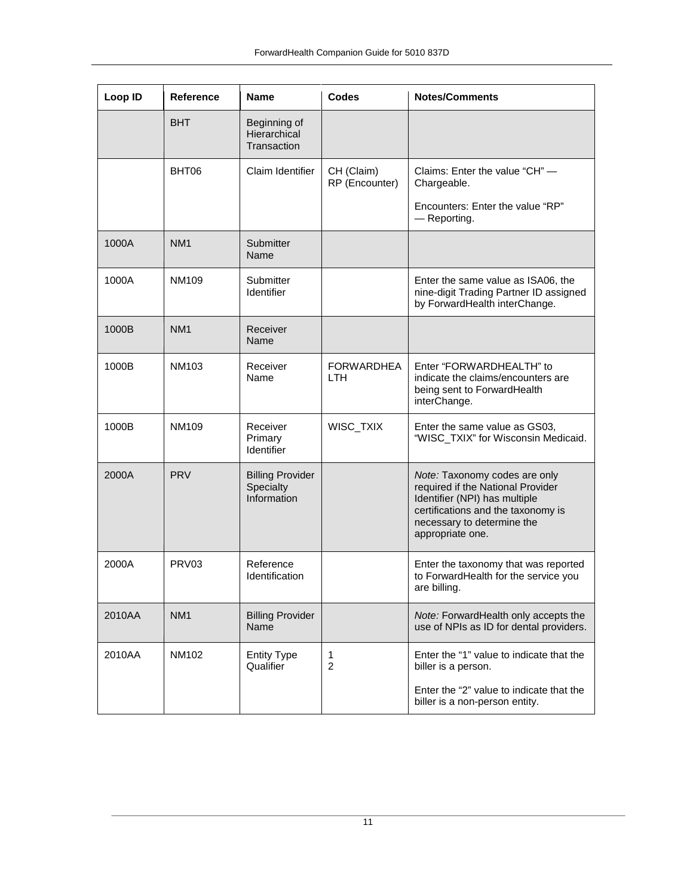| Loop ID | Reference | Name | Codes | Notes/Comments |
|---|---|---|---|---|
| | BHT | Beginning of Hierarchical Transaction | | |
| | BHT06 | Claim Identifier | CH (Claim) RP (Encounter) | Claims: Enter the value "CH" — Chargeable. Encounters: Enter the value "RP" — Reporting. |
| 1000A | NM1 | Submitter Name | | |
| 1000A | NM109 | Submitter Identifier | | Enter the same value as ISA06, the nine-digit Trading Partner ID assigned by ForwardHealth interChange. |
| 1000B | NM1 | Receiver Name | | |
| 1000B | NM103 | Receiver Name | FORWARDHEALTH | Enter "FORWARDHEALTH" to indicate the claims/encounters are being sent to ForwardHealth interChange. |
| 1000B | NM109 | Receiver Primary Identifier | WISC_TXIX | Enter the same value as GS03, "WISC_TXIX" for Wisconsin Medicaid. |
| 2000A | PRV | Billing Provider Specialty Information | | *Note:* Taxonomy codes are only required if the National Provider Identifier (NPI) has multiple certifications and the taxonomy is necessary to determine the appropriate one. |
| 2000A | PRV03 | Reference Identification | | Enter the taxonomy that was reported to ForwardHealth for the service you are billing. |
| 2010AA | NM1 | Billing Provider Name | | *Note:* ForwardHealth only accepts the use of NPIs as ID for dental providers. |
| 2010AA | NM102 | Entity Type Qualifier | 1 2 | Enter the "1" value to indicate that the biller is a person. Enter the "2" value to indicate that the biller is a non-person entity. |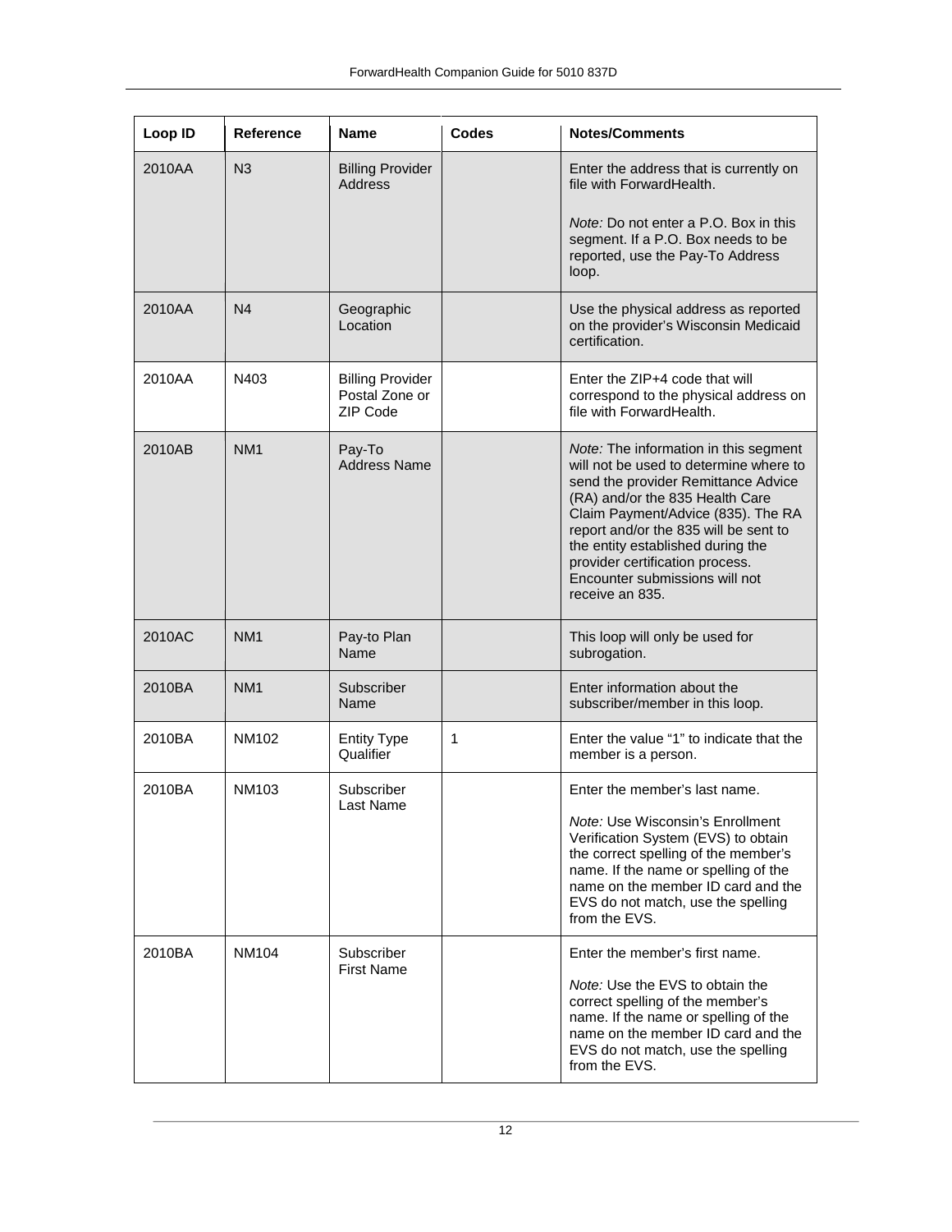| Loop ID | Reference | Name | Codes | Notes/Comments |
| --- | --- | --- | --- | --- |
| 2010AA | N3 | Billing Provider Address | | Enter the address that is currently on file with ForwardHealth.<br><br>*Note:* Do not enter a P.O. Box in this segment. If a P.O. Box needs to be reported, use the Pay-To Address loop. |
| 2010AA | N4 | Geographic Location | | Use the physical address as reported on the provider's Wisconsin Medicaid certification. |
| 2010AA | N403 | Billing Provider Postal Zone or ZIP Code | | Enter the ZIP+4 code that will correspond to the physical address on file with ForwardHealth. |
| 2010AB | NM1 | Pay-To Address Name | | *Note:* The information in this segment will not be used to determine where to send the provider Remittance Advice (RA) and/or the 835 Health Care Claim Payment/Advice (835). The RA report and/or the 835 will be sent to the entity established during the provider certification process. Encounter submissions will not receive an 835. |
| 2010AC | NM1 | Pay-to Plan Name | | This loop will only be used for subrogation. |
| 2010BA | NM1 | Subscriber Name | | Enter information about the subscriber/member in this loop. |
| 2010BA | NM102 | Entity Type Qualifier | 1 | Enter the value "1" to indicate that the member is a person. |
| 2010BA | NM103 | Subscriber Last Name | | Enter the member's last name.<br><br>*Note:* Use Wisconsin's Enrollment Verification System (EVS) to obtain the correct spelling of the member's name. If the name or spelling of the name on the member ID card and the EVS do not match, use the spelling from the EVS. |
| 2010BA | NM104 | Subscriber First Name | | Enter the member's first name.<br><br>*Note:* Use the EVS to obtain the correct spelling of the member's name. If the name or spelling of the name on the member ID card and the EVS do not match, use the spelling from the EVS. |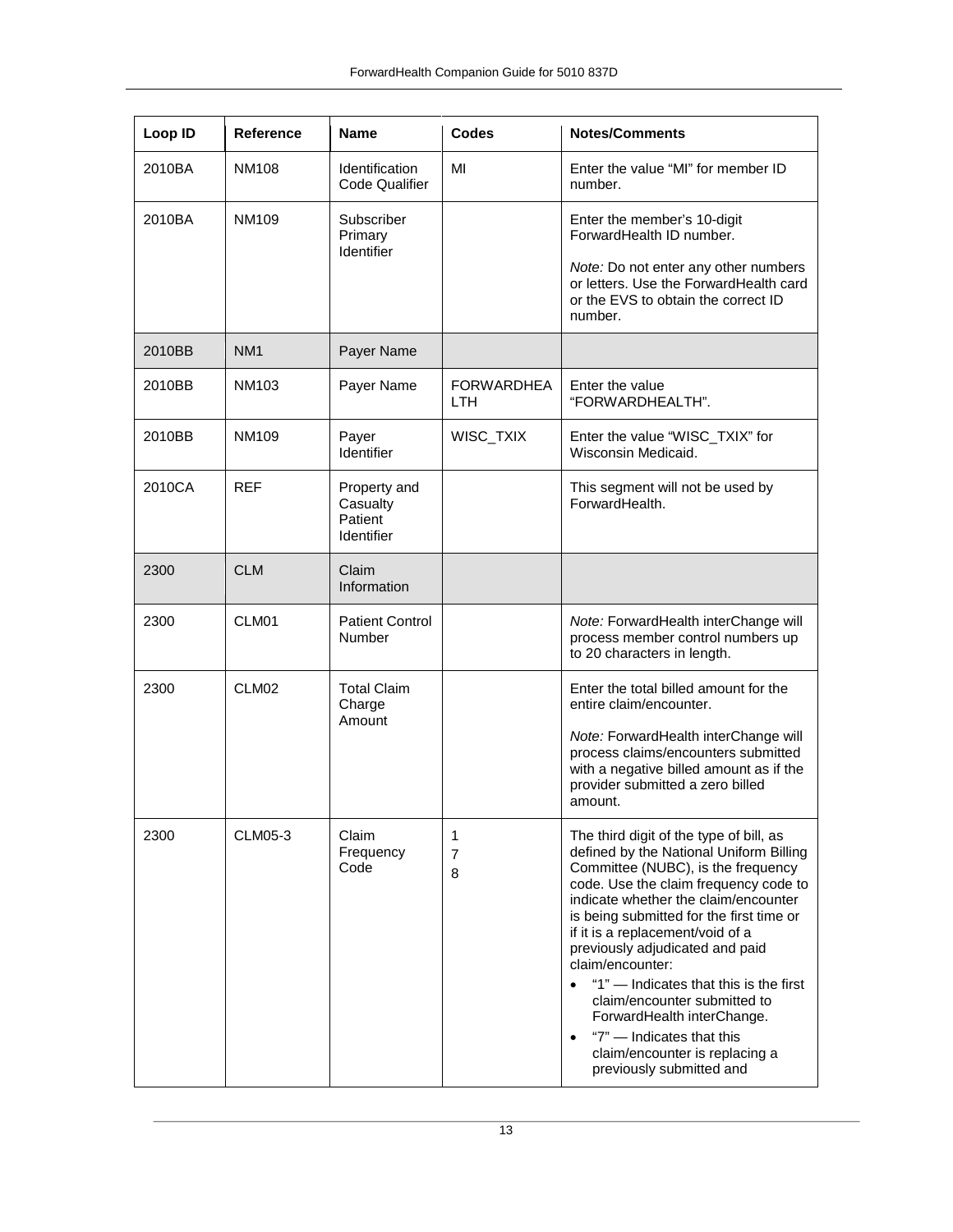| Loop ID | Reference | Name | Codes | Notes/Comments |
|---|---|---|---|---|
| 2010BA | NM108 | Identification Code Qualifier | MI | Enter the value "MI" for member ID number. |
| 2010BA | NM109 | Subscriber Primary Identifier | | Enter the member's 10-digit ForwardHealth ID number.<br><br>*Note:* Do not enter any other numbers or letters. Use the ForwardHealth card or the EVS to obtain the correct ID number. |
| 2010BB | NM1 | Payer Name | | |
| 2010BB | NM103 | Payer Name | FORWARDHEALTH | Enter the value "FORWARDHEALTH". |
| 2010BB | NM109 | Payer Identifier | WISC_TXIX | Enter the value "WISC_TXIX" for Wisconsin Medicaid. |
| 2010CA | REF | Property and Casualty Patient Identifier | | This segment will not be used by ForwardHealth. |
| 2300 | CLM | Claim Information | | |
| 2300 | CLM01 | Patient Control Number | | *Note:* ForwardHealth interChange will process member control numbers up to 20 characters in length. |
| 2300 | CLM02 | Total Claim Charge Amount | | Enter the total billed amount for the entire claim/encounter.<br><br>*Note:* ForwardHealth interChange will process claims/encounters submitted with a negative billed amount as if the provider submitted a zero billed amount. |
| 2300 | CLM05-3 | Claim Frequency Code | 1<br>7<br>8 | The third digit of the type of bill, as defined by the National Uniform Billing Committee (NUBC), is the frequency code. Use the claim frequency code to indicate whether the claim/encounter is being submitted for the first time or if it is a replacement/void of a previously adjudicated and paid claim/encounter:<br>• "1" — Indicates that this is the first claim/encounter submitted to ForwardHealth interChange.<br>• "7" — Indicates that this claim/encounter is replacing a previously submitted and |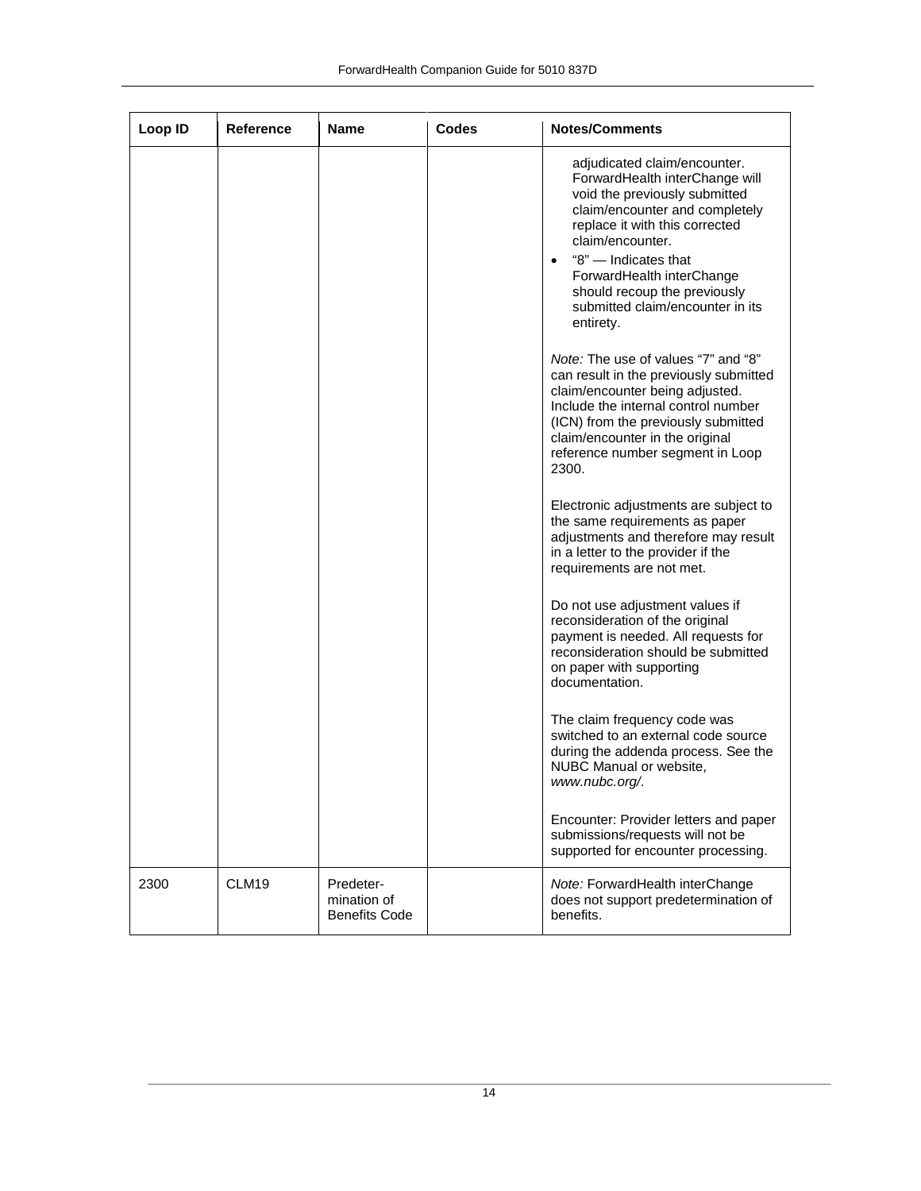| Loop ID | Reference | Name | Codes | Notes/Comments |
|---|---|---|---|---|
| | | | | adjudicated claim/encounter. ForwardHealth interChange will void the previously submitted claim/encounter and completely replace it with this corrected claim/encounter.<br>• "8" — Indicates that ForwardHealth interChange should recoup the previously submitted claim/encounter in its entirety.<br><br>*Note:* The use of values "7" and "8" can result in the previously submitted claim/encounter being adjusted. Include the internal control number (ICN) from the previously submitted claim/encounter in the original reference number segment in Loop 2300.<br><br>Electronic adjustments are subject to the same requirements as paper adjustments and therefore may result in a letter to the provider if the requirements are not met.<br><br>Do not use adjustment values if reconsideration of the original payment is needed. All requests for reconsideration should be submitted on paper with supporting documentation.<br><br>The claim frequency code was switched to an external code source during the addenda process. See the NUBC Manual or website, *www.nubc.org/*.<br><br>Encounter: Provider letters and paper submissions/requests will not be supported for encounter processing. |
| 2300 | CLM19 | Predeter-mination of Benefits Code | | *Note:* ForwardHealth interChange does not support predetermination of benefits. |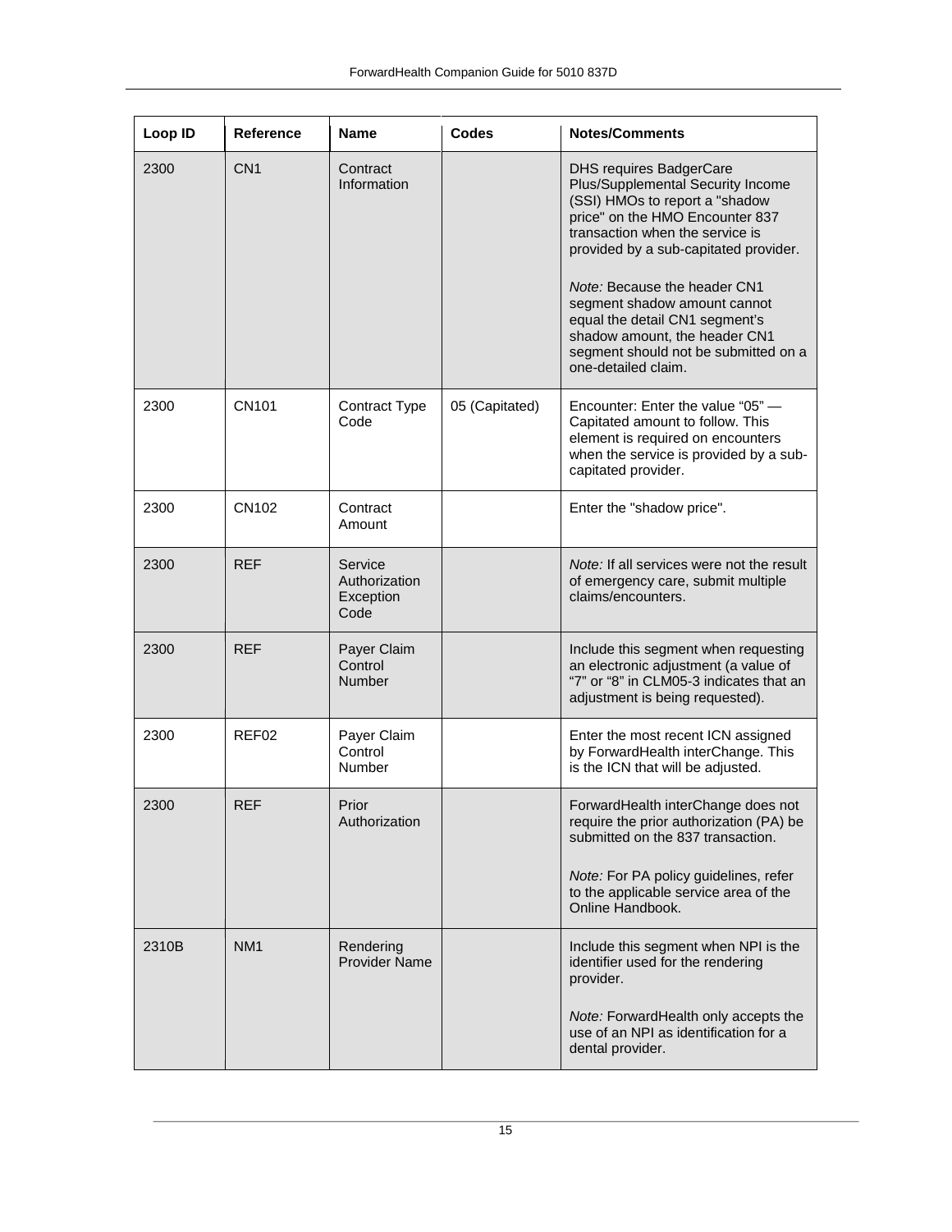| Loop ID | Reference | Name | Codes | Notes/Comments |
| --- | --- | --- | --- | --- |
| 2300 | CN1 | Contract Information | | DHS requires BadgerCare Plus/Supplemental Security Income (SSI) HMOs to report a "shadow price" on the HMO Encounter 837 transaction when the service is provided by a sub-capitated provider.<br><br>*Note:* Because the header CN1 segment shadow amount cannot equal the detail CN1 segment's shadow amount, the header CN1 segment should not be submitted on a one-detailed claim. |
| 2300 | CN101 | Contract Type Code | 05 (Capitated) | Encounter: Enter the value "05" — Capitated amount to follow. This element is required on encounters when the service is provided by a sub-capitated provider. |
| 2300 | CN102 | Contract Amount | | Enter the "shadow price". |
| 2300 | REF | Service Authorization Exception Code | | *Note:* If all services were not the result of emergency care, submit multiple claims/encounters. |
| 2300 | REF | Payer Claim Control Number | | Include this segment when requesting an electronic adjustment (a value of "7" or "8" in CLM05-3 indicates that an adjustment is being requested). |
| 2300 | REF02 | Payer Claim Control Number | | Enter the most recent ICN assigned by ForwardHealth interChange. This is the ICN that will be adjusted. |
| 2300 | REF | Prior Authorization | | ForwardHealth interChange does not require the prior authorization (PA) be submitted on the 837 transaction.<br><br>*Note:* For PA policy guidelines, refer to the applicable service area of the Online Handbook. |
| 2310B | NM1 | Rendering Provider Name | | Include this segment when NPI is the identifier used for the rendering provider.<br><br>*Note:* ForwardHealth only accepts the use of an NPI as identification for a dental provider. |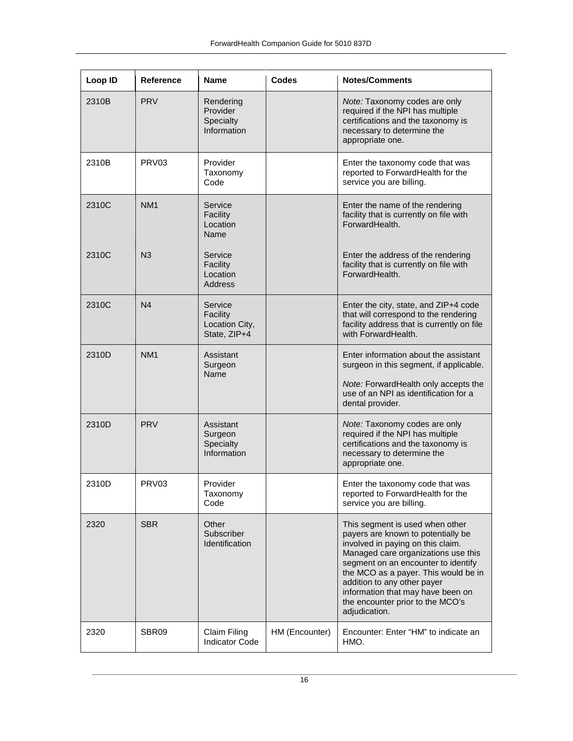| Loop ID | Reference | Name | Codes | Notes/Comments |
|---|---|---|---|---|
| 2310B | PRV | Rendering Provider Specialty Information | | *Note:* Taxonomy codes are only required if the NPI has multiple certifications and the taxonomy is necessary to determine the appropriate one. |
| 2310B | PRV03 | Provider Taxonomy Code | | Enter the taxonomy code that was reported to ForwardHealth for the service you are billing. |
| 2310C | NM1 | Service Facility Location Name | | Enter the name of the rendering facility that is currently on file with ForwardHealth. |
| 2310C | N3 | Service Facility Location Address | | Enter the address of the rendering facility that is currently on file with ForwardHealth. |
| 2310C | N4 | Service Facility Location City, State, ZIP+4 | | Enter the city, state, and ZIP+4 code that will correspond to the rendering facility address that is currently on file with ForwardHealth. |
| 2310D | NM1 | Assistant Surgeon Name | | Enter information about the assistant surgeon in this segment, if applicable.<br><br>*Note:* ForwardHealth only accepts the use of an NPI as identification for a dental provider. |
| 2310D | PRV | Assistant Surgeon Specialty Information | | *Note:* Taxonomy codes are only required if the NPI has multiple certifications and the taxonomy is necessary to determine the appropriate one. |
| 2310D | PRV03 | Provider Taxonomy Code | | Enter the taxonomy code that was reported to ForwardHealth for the service you are billing. |
| 2320 | SBR | Other Subscriber Identification | | This segment is used when other payers are known to potentially be involved in paying on this claim. Managed care organizations use this segment on an encounter to identify the MCO as a payer. This would be in addition to any other payer information that may have been on the encounter prior to the MCO's adjudication. |
| 2320 | SBR09 | Claim Filing Indicator Code | HM (Encounter) | Encounter: Enter "HM" to indicate an HMO. |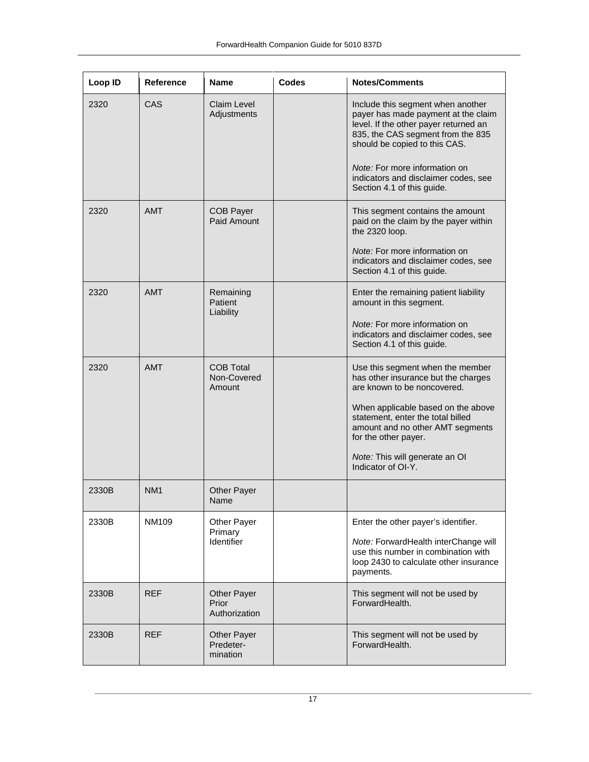| Loop ID | Reference | Name | Codes | Notes/Comments |
|---|---|---|---|---|
| 2320 | CAS | Claim Level Adjustments | | Include this segment when another payer has made payment at the claim level. If the other payer returned an 835, the CAS segment from the 835 should be copied to this CAS.<br><br>*Note:* For more information on indicators and disclaimer codes, see Section 4.1 of this guide. |
| 2320 | AMT | COB Payer Paid Amount | | This segment contains the amount paid on the claim by the payer within the 2320 loop.<br><br>*Note:* For more information on indicators and disclaimer codes, see Section 4.1 of this guide. |
| 2320 | AMT | Remaining Patient Liability | | Enter the remaining patient liability amount in this segment.<br><br>*Note:* For more information on indicators and disclaimer codes, see Section 4.1 of this guide. |
| 2320 | AMT | COB Total Non-Covered Amount | | Use this segment when the member has other insurance but the charges are known to be noncovered.<br><br>When applicable based on the above statement, enter the total billed amount and no other AMT segments for the other payer.<br><br>*Note:* This will generate an OI Indicator of OI-Y. |
| 2330B | NM1 | Other Payer Name | | |
| 2330B | NM109 | Other Payer Primary Identifier | | Enter the other payer's identifier.<br><br>*Note:* ForwardHealth interChange will use this number in combination with loop 2430 to calculate other insurance payments. |
| 2330B | REF | Other Payer Prior Authorization | | This segment will not be used by ForwardHealth. |
| 2330B | REF | Other Payer Predetermination | | This segment will not be used by ForwardHealth. |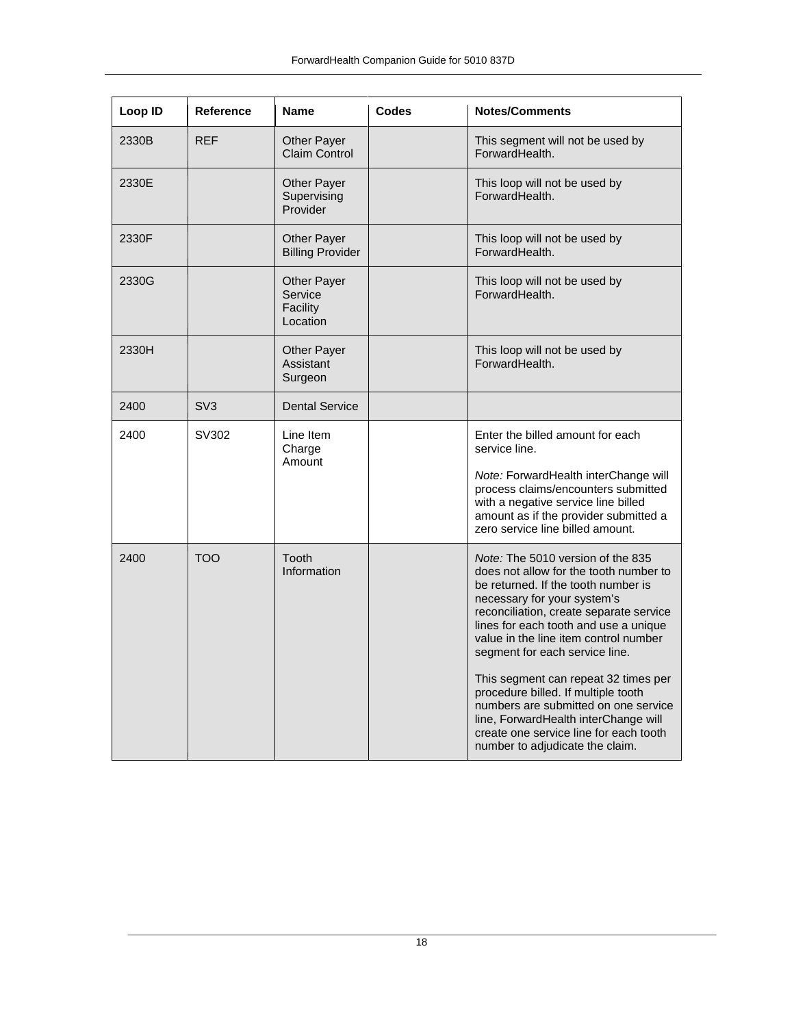| Loop ID | Reference | Name | Codes | Notes/Comments |
| --- | --- | --- | --- | --- |
| 2330B | REF | Other Payer Claim Control | | This segment will not be used by ForwardHealth. |
| 2330E | | Other Payer Supervising Provider | | This loop will not be used by ForwardHealth. |
| 2330F | | Other Payer Billing Provider | | This loop will not be used by ForwardHealth. |
| 2330G | | Other Payer Service Facility Location | | This loop will not be used by ForwardHealth. |
| 2330H | | Other Payer Assistant Surgeon | | This loop will not be used by ForwardHealth. |
| 2400 | SV3 | Dental Service | | |
| 2400 | SV302 | Line Item Charge Amount | | Enter the billed amount for each service line.<br><br>*Note:* ForwardHealth interChange will process claims/encounters submitted with a negative service line billed amount as if the provider submitted a zero service line billed amount. |
| 2400 | TOO | Tooth Information | | *Note:* The 5010 version of the 835 does not allow for the tooth number to be returned. If the tooth number is necessary for your system's reconciliation, create separate service lines for each tooth and use a unique value in the line item control number segment for each service line.<br><br>This segment can repeat 32 times per procedure billed. If multiple tooth numbers are submitted on one service line, ForwardHealth interChange will create one service line for each tooth number to adjudicate the claim. |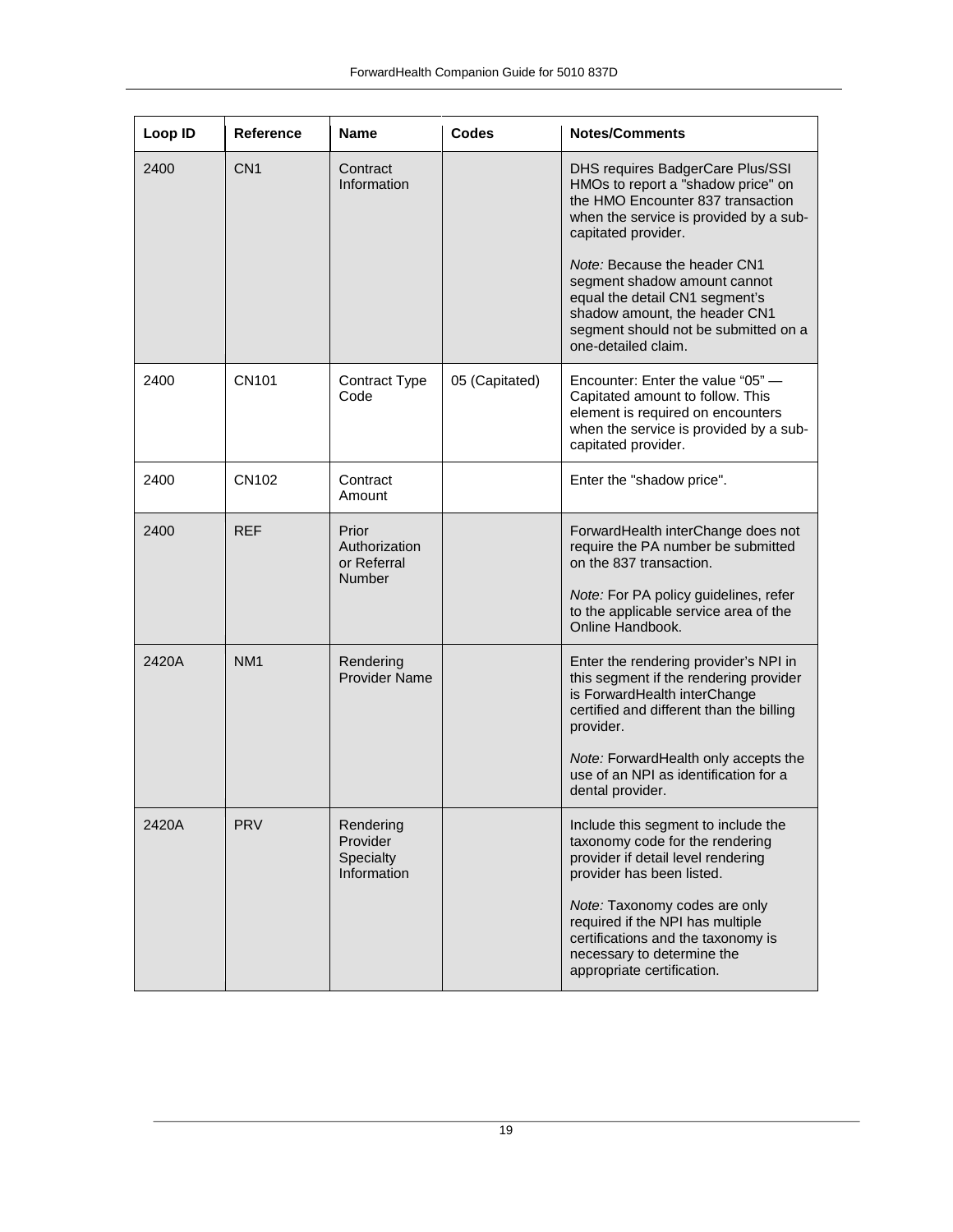| Loop ID | Reference | Name | Codes | Notes/Comments |
|---|---|---|---|---|
| 2400 | CN1 | Contract Information | | DHS requires BadgerCare Plus/SSI HMOs to report a "shadow price" on the HMO Encounter 837 transaction when the service is provided by a sub-capitated provider.<br><br>*Note:* Because the header CN1 segment shadow amount cannot equal the detail CN1 segment's shadow amount, the header CN1 segment should not be submitted on a one-detailed claim. |
| 2400 | CN101 | Contract Type Code | 05 (Capitated) | Encounter: Enter the value "05" — Capitated amount to follow. This element is required on encounters when the service is provided by a sub-capitated provider. |
| 2400 | CN102 | Contract Amount | | Enter the "shadow price". |
| 2400 | REF | Prior Authorization or Referral Number | | ForwardHealth interChange does not require the PA number be submitted on the 837 transaction.<br><br>*Note:* For PA policy guidelines, refer to the applicable service area of the Online Handbook. |
| 2420A | NM1 | Rendering Provider Name | | Enter the rendering provider's NPI in this segment if the rendering provider is ForwardHealth interChange certified and different than the billing provider.<br><br>*Note:* ForwardHealth only accepts the use of an NPI as identification for a dental provider. |
| 2420A | PRV | Rendering Provider Specialty Information | | Include this segment to include the taxonomy code for the rendering provider if detail level rendering provider has been listed.<br><br>*Note:* Taxonomy codes are only required if the NPI has multiple certifications and the taxonomy is necessary to determine the appropriate certification. |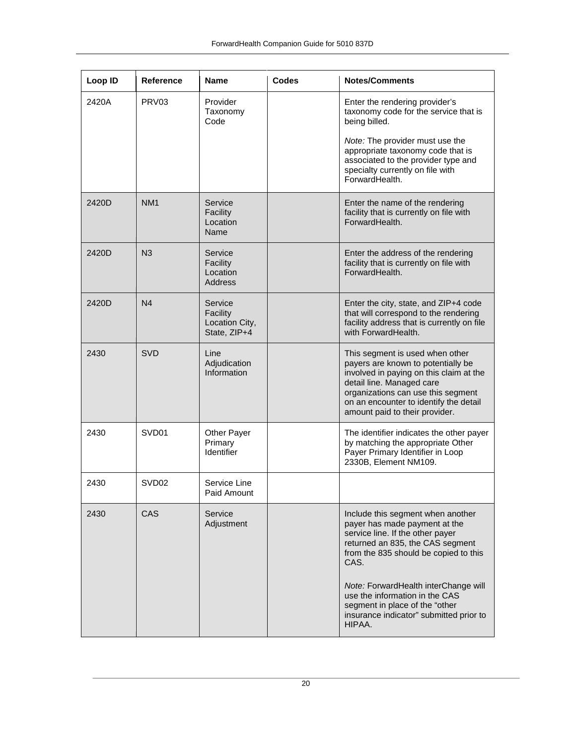| Loop ID | Reference | Name | Codes | Notes/Comments |
|---|---|---|---|---|
| 2420A | PRV03 | Provider Taxonomy Code | | Enter the rendering provider's taxonomy code for the service that is being billed.<br><br>*Note:* The provider must use the appropriate taxonomy code that is associated to the provider type and specialty currently on file with ForwardHealth. |
| 2420D | NM1 | Service Facility Location Name | | Enter the name of the rendering facility that is currently on file with ForwardHealth. |
| 2420D | N3 | Service Facility Location Address | | Enter the address of the rendering facility that is currently on file with ForwardHealth. |
| 2420D | N4 | Service Facility Location City, State, ZIP+4 | | Enter the city, state, and ZIP+4 code that will correspond to the rendering facility address that is currently on file with ForwardHealth. |
| 2430 | SVD | Line Adjudication Information | | This segment is used when other payers are known to potentially be involved in paying on this claim at the detail line. Managed care organizations can use this segment on an encounter to identify the detail amount paid to their provider. |
| 2430 | SVD01 | Other Payer Primary Identifier | | The identifier indicates the other payer by matching the appropriate Other Payer Primary Identifier in Loop 2330B, Element NM109. |
| 2430 | SVD02 | Service Line Paid Amount | | |
| 2430 | CAS | Service Adjustment | | Include this segment when another payer has made payment at the service line. If the other payer returned an 835, the CAS segment from the 835 should be copied to this CAS.<br><br>*Note:* ForwardHealth interChange will use the information in the CAS segment in place of the "other insurance indicator" submitted prior to HIPAA. |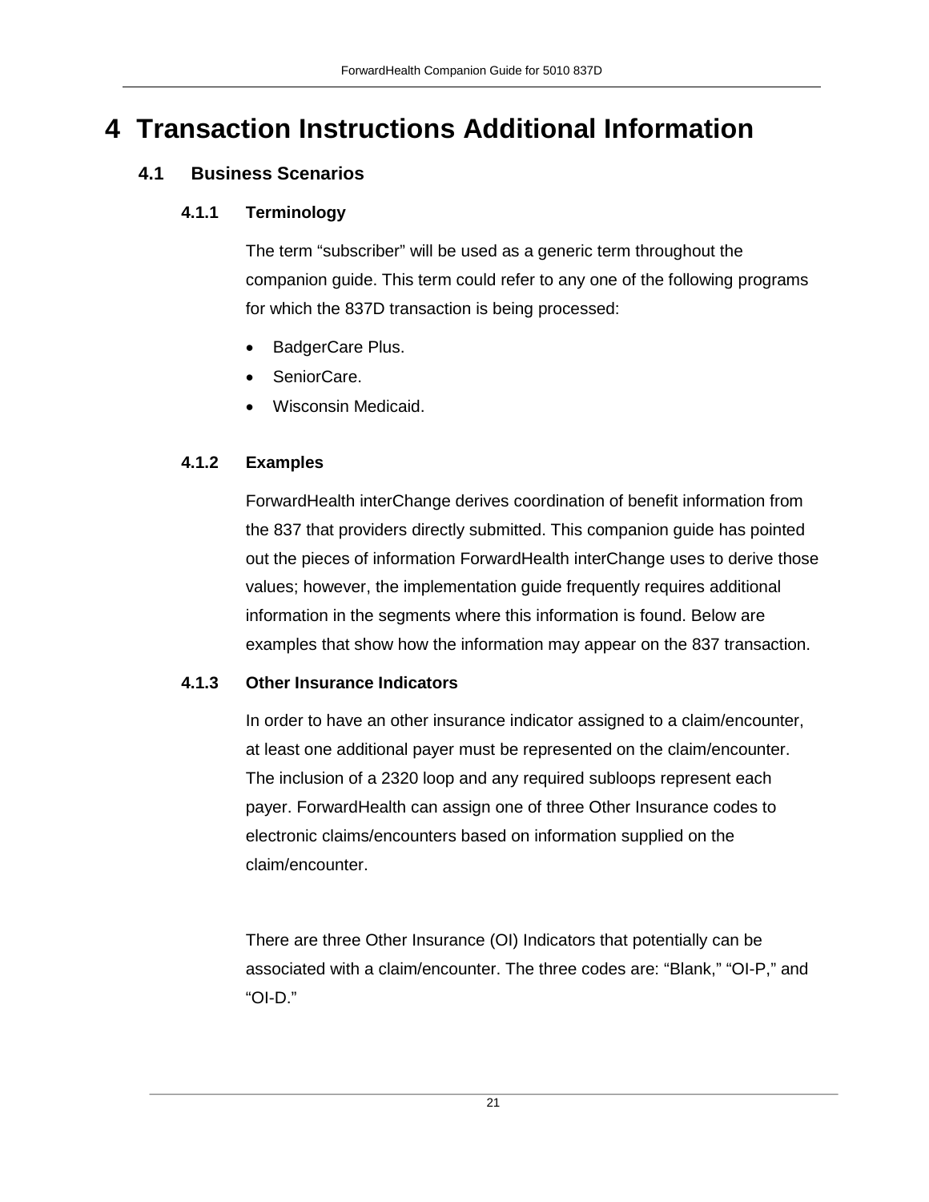# 4 Transaction Instructions Additional Information

## 4.1 Business Scenarios

### 4.1.1 Terminology

The term “subscriber” will be used as a generic term throughout the companion guide. This term could refer to any one of the following programs for which the 837D transaction is being processed:

- BadgerCare Plus.
- SeniorCare.
- Wisconsin Medicaid.

### 4.1.2 Examples

ForwardHealth interChange derives coordination of benefit information from the 837 that providers directly submitted. This companion guide has pointed out the pieces of information ForwardHealth interChange uses to derive those values; however, the implementation guide frequently requires additional information in the segments where this information is found. Below are examples that show how the information may appear on the 837 transaction.

### 4.1.3 Other Insurance Indicators

In order to have an other insurance indicator assigned to a claim/encounter, at least one additional payer must be represented on the claim/encounter. The inclusion of a 2320 loop and any required subloops represent each payer. ForwardHealth can assign one of three Other Insurance codes to electronic claims/encounters based on information supplied on the claim/encounter.

There are three Other Insurance (OI) Indicators that potentially can be associated with a claim/encounter. The three codes are: “Blank,” “OI-P,” and “OI-D.”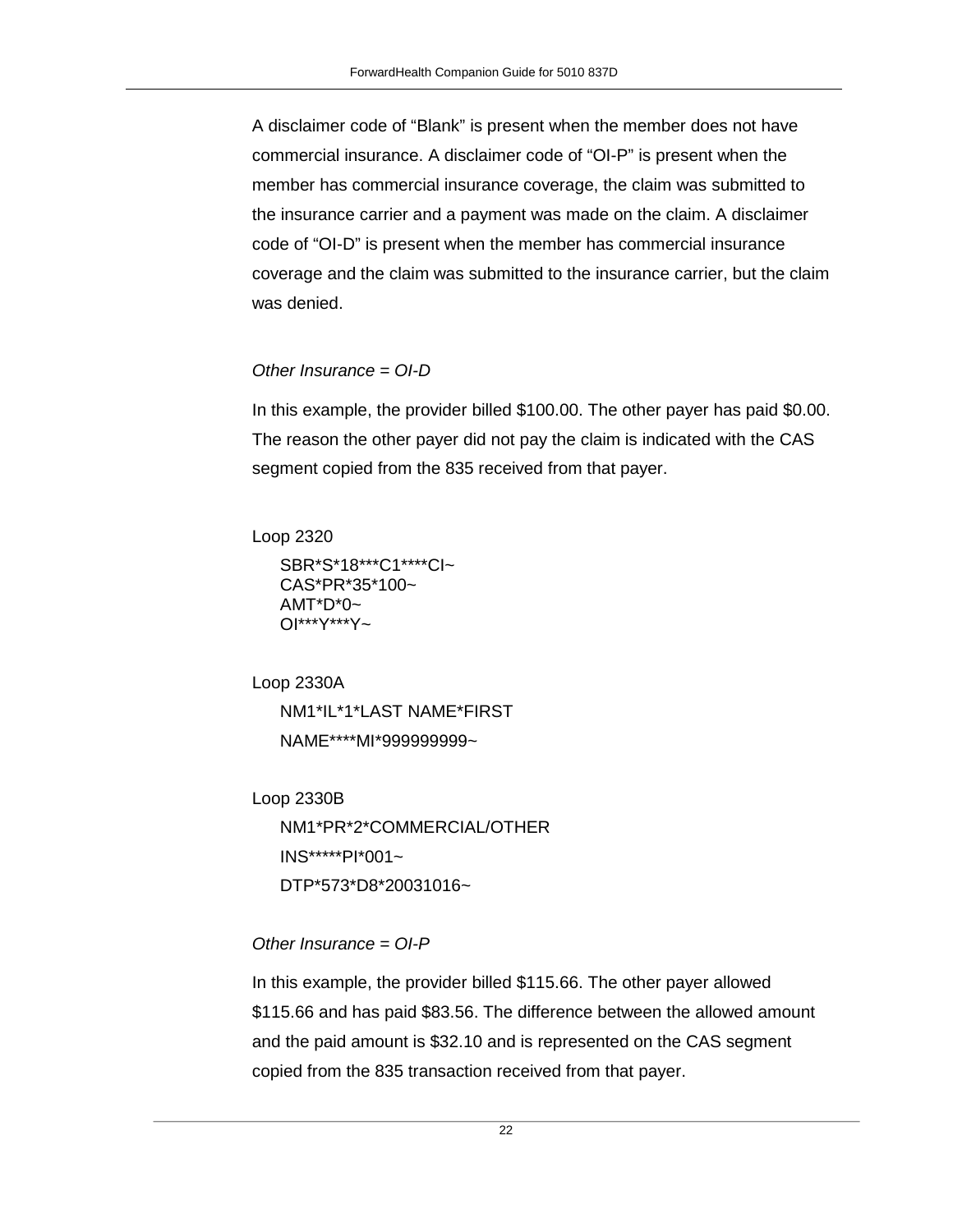A disclaimer code of “Blank” is present when the member does not have commercial insurance. A disclaimer code of “OI-P” is present when the member has commercial insurance coverage, the claim was submitted to the insurance carrier and a payment was made on the claim. A disclaimer code of “OI-D” is present when the member has commercial insurance coverage and the claim was submitted to the insurance carrier, but the claim was denied.

*Other Insurance = OI-D*

In this example, the provider billed $100.00. The other payer has paid $0.00. The reason the other payer did not pay the claim is indicated with the CAS segment copied from the 835 received from that payer.

Loop 2320

```
SBR*S*18***C1****CI~
CAS*PR*35*100~
AMT*D*0~
OI***Y***Y~
```

Loop 2330A

```
NM1*IL*1*LAST NAME*FIRST
NAME****MI*999999999~
```

Loop 2330B

```
NM1*PR*2*COMMERCIAL/OTHER
INS*****PI*001~
DTP*573*D8*20031016~
```

*Other Insurance = OI-P*

In this example, the provider billed $115.66. The other payer allowed $115.66 and has paid $83.56. The difference between the allowed amount and the paid amount is $32.10 and is represented on the CAS segment copied from the 835 transaction received from that payer.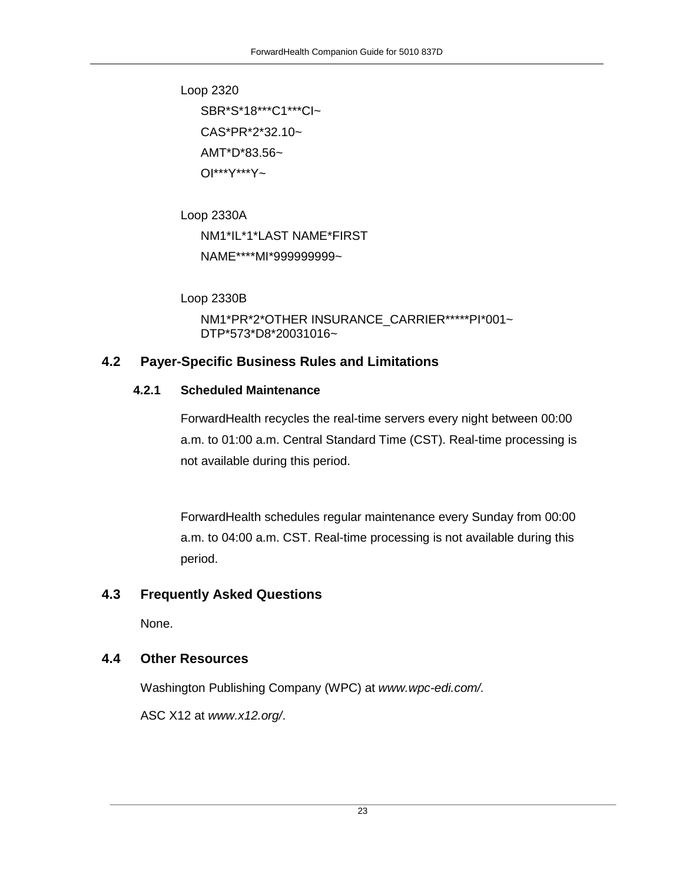Loop 2320

```
SBR*S*18***C1***CI~
CAS*PR*2*32.10~
AMT*D*83.56~
OI***Y***Y~
```

Loop 2330A

```
NM1*IL*1*LAST NAME*FIRST
NAME****MI*999999999~
```

Loop 2330B

```
NM1*PR*2*OTHER INSURANCE_CARRIER*****PI*001~
DTP*573*D8*20031016~
```

## 4.2 Payer-Specific Business Rules and Limitations

### 4.2.1 Scheduled Maintenance

ForwardHealth recycles the real-time servers every night between 00:00 a.m. to 01:00 a.m. Central Standard Time (CST). Real-time processing is not available during this period.

ForwardHealth schedules regular maintenance every Sunday from 00:00 a.m. to 04:00 a.m. CST. Real-time processing is not available during this period.

## 4.3 Frequently Asked Questions

None.

## 4.4 Other Resources

Washington Publishing Company (WPC) at *www.wpc-edi.com/.*

ASC X12 at *www.x12.org/*.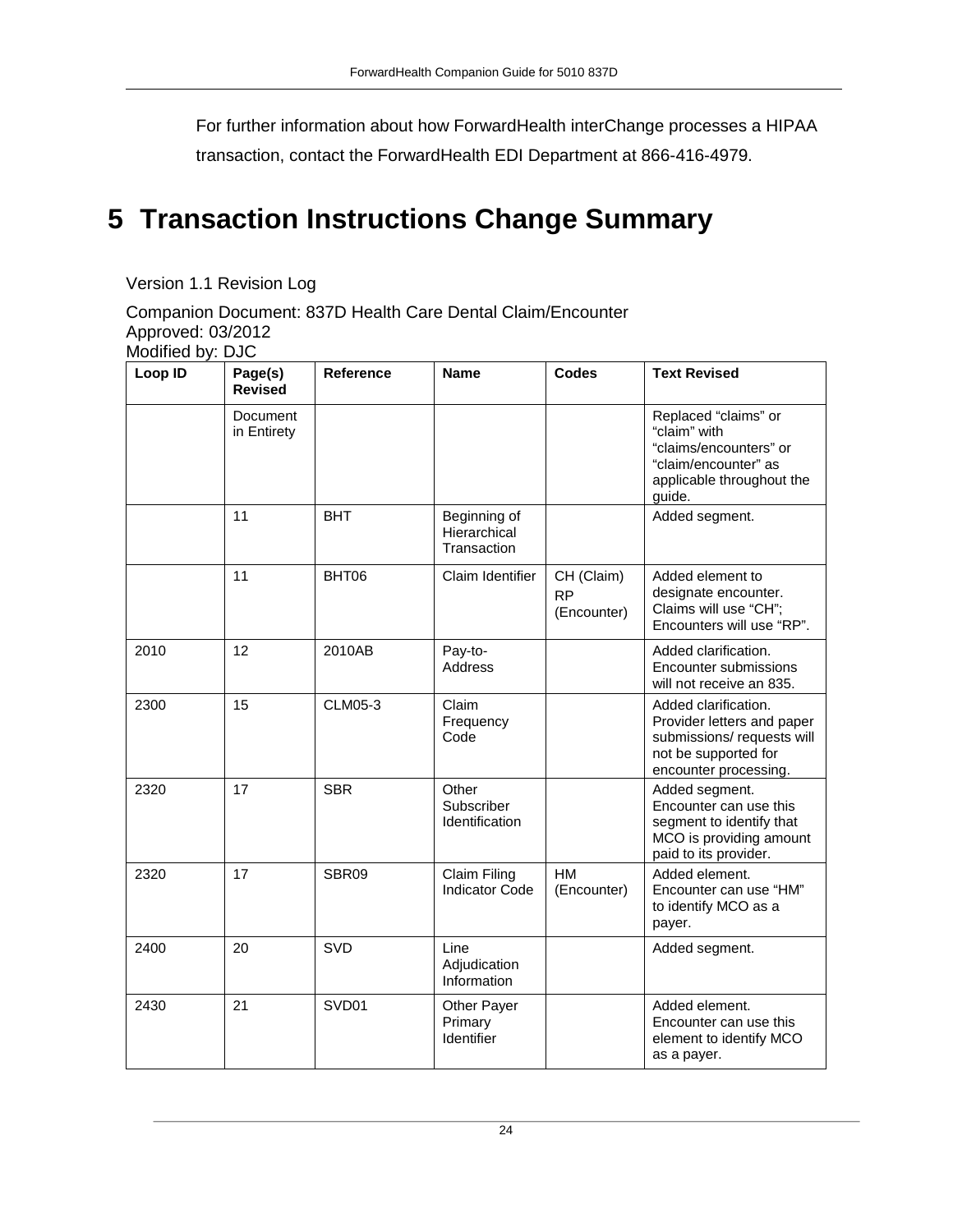For further information about how ForwardHealth interChange processes a HIPAA transaction, contact the ForwardHealth EDI Department at 866-416-4979.

# 5 Transaction Instructions Change Summary

Version 1.1 Revision Log

Companion Document: 837D Health Care Dental Claim/Encounter
Approved: 03/2012
Modified by: DJC

| Loop ID | Page(s) Revised | Reference | Name | Codes | Text Revised |
|---|---|---|---|---|---|
| | Document in Entirety | | | | Replaced “claims” or “claim” with “claims/encounters” or “claim/encounter” as applicable throughout the guide. |
| | 11 | BHT | Beginning of Hierarchical Transaction | | Added segment. |
| | 11 | BHT06 | Claim Identifier | CH (Claim) RP (Encounter) | Added element to designate encounter. Claims will use “CH”; Encounters will use “RP”. |
| 2010 | 12 | 2010AB | Pay-to-Address | | Added clarification. Encounter submissions will not receive an 835. |
| 2300 | 15 | CLM05-3 | Claim Frequency Code | | Added clarification. Provider letters and paper submissions/ requests will not be supported for encounter processing. |
| 2320 | 17 | SBR | Other Subscriber Identification | | Added segment. Encounter can use this segment to identify that MCO is providing amount paid to its provider. |
| 2320 | 17 | SBR09 | Claim Filing Indicator Code | HM (Encounter) | Added element. Encounter can use “HM” to identify MCO as a payer. |
| 2400 | 20 | SVD | Line Adjudication Information | | Added segment. |
| 2430 | 21 | SVD01 | Other Payer Primary Identifier | | Added element. Encounter can use this element to identify MCO as a payer. |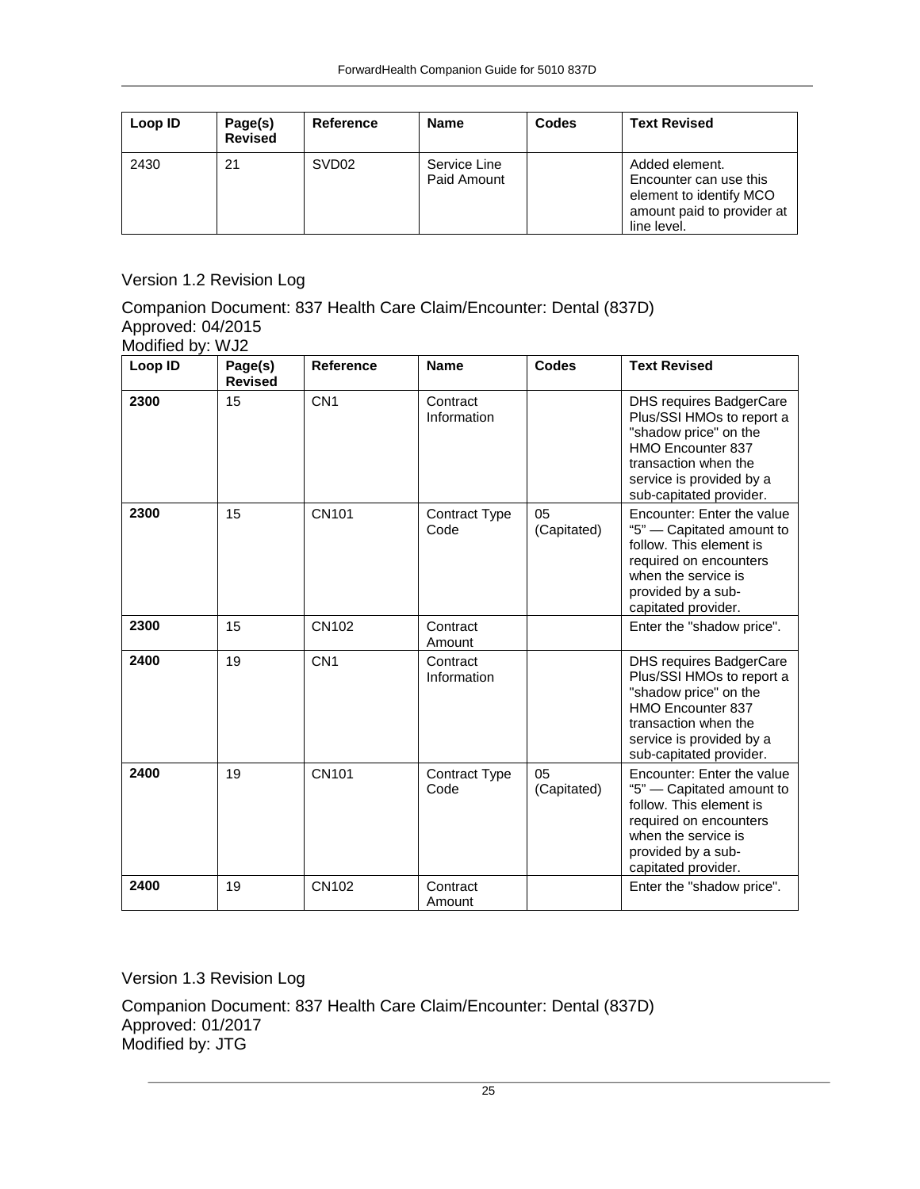| Loop ID | Page(s) Revised | Reference | Name | Codes | Text Revised |
|---|---|---|---|---|---|
| 2430 | 21 | SVD02 | Service Line Paid Amount | | Added element. Encounter can use this element to identify MCO amount paid to provider at line level. |

## Version 1.2 Revision Log

Companion Document: 837 Health Care Claim/Encounter: Dental (837D)
Approved: 04/2015
Modified by: WJ2

| Loop ID | Page(s) Revised | Reference | Name | Codes | Text Revised |
|---|---|---|---|---|---|
| **2300** | 15 | CN1 | Contract Information | | DHS requires BadgerCare Plus/SSI HMOs to report a "shadow price" on the HMO Encounter 837 transaction when the service is provided by a sub-capitated provider. |
| **2300** | 15 | CN101 | Contract Type Code | 05 (Capitated) | Encounter: Enter the value "5" — Capitated amount to follow. This element is required on encounters when the service is provided by a sub-capitated provider. |
| **2300** | 15 | CN102 | Contract Amount | | Enter the "shadow price". |
| **2400** | 19 | CN1 | Contract Information | | DHS requires BadgerCare Plus/SSI HMOs to report a "shadow price" on the HMO Encounter 837 transaction when the service is provided by a sub-capitated provider. |
| **2400** | 19 | CN101 | Contract Type Code | 05 (Capitated) | Encounter: Enter the value "5" — Capitated amount to follow. This element is required on encounters when the service is provided by a sub-capitated provider. |
| **2400** | 19 | CN102 | Contract Amount | | Enter the "shadow price". |

## Version 1.3 Revision Log

Companion Document: 837 Health Care Claim/Encounter: Dental (837D)
Approved: 01/2017
Modified by: JTG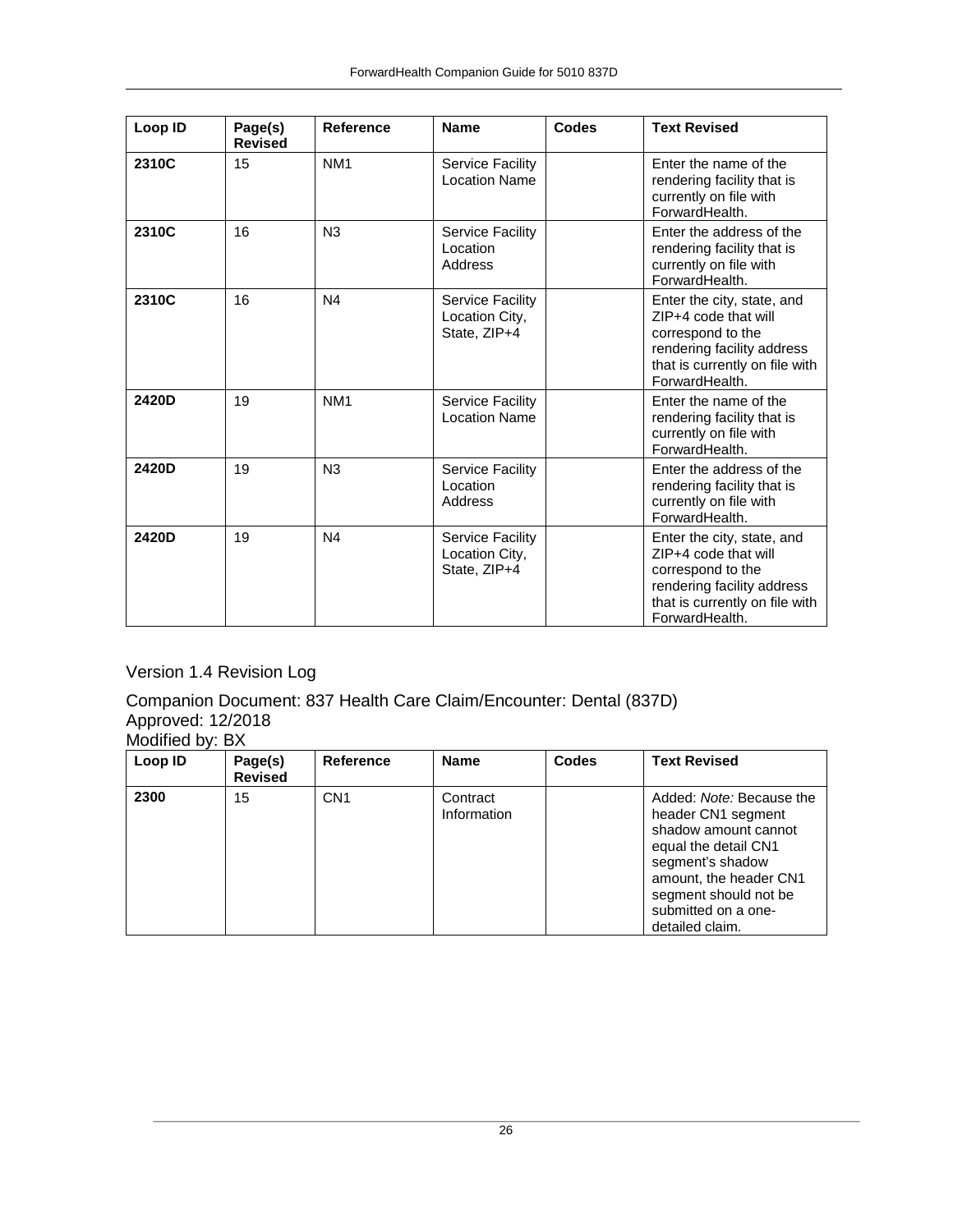| Loop ID | Page(s) Revised | Reference | Name | Codes | Text Revised |
|---|---|---|---|---|---|
| **2310C** | 15 | NM1 | Service Facility Location Name | | Enter the name of the rendering facility that is currently on file with ForwardHealth. |
| **2310C** | 16 | N3 | Service Facility Location Address | | Enter the address of the rendering facility that is currently on file with ForwardHealth. |
| **2310C** | 16 | N4 | Service Facility Location City, State, ZIP+4 | | Enter the city, state, and ZIP+4 code that will correspond to the rendering facility address that is currently on file with ForwardHealth. |
| **2420D** | 19 | NM1 | Service Facility Location Name | | Enter the name of the rendering facility that is currently on file with ForwardHealth. |
| **2420D** | 19 | N3 | Service Facility Location Address | | Enter the address of the rendering facility that is currently on file with ForwardHealth. |
| **2420D** | 19 | N4 | Service Facility Location City, State, ZIP+4 | | Enter the city, state, and ZIP+4 code that will correspond to the rendering facility address that is currently on file with ForwardHealth. |

## Version 1.4 Revision Log

Companion Document: 837 Health Care Claim/Encounter: Dental (837D)
Approved: 12/2018
Modified by: BX

| Loop ID | Page(s) Revised | Reference | Name | Codes | Text Revised |
|---|---|---|---|---|---|
| **2300** | 15 | CN1 | Contract Information | | Added: *Note:* Because the header CN1 segment shadow amount cannot equal the detail CN1 segment's shadow amount, the header CN1 segment should not be submitted on a one-detailed claim. |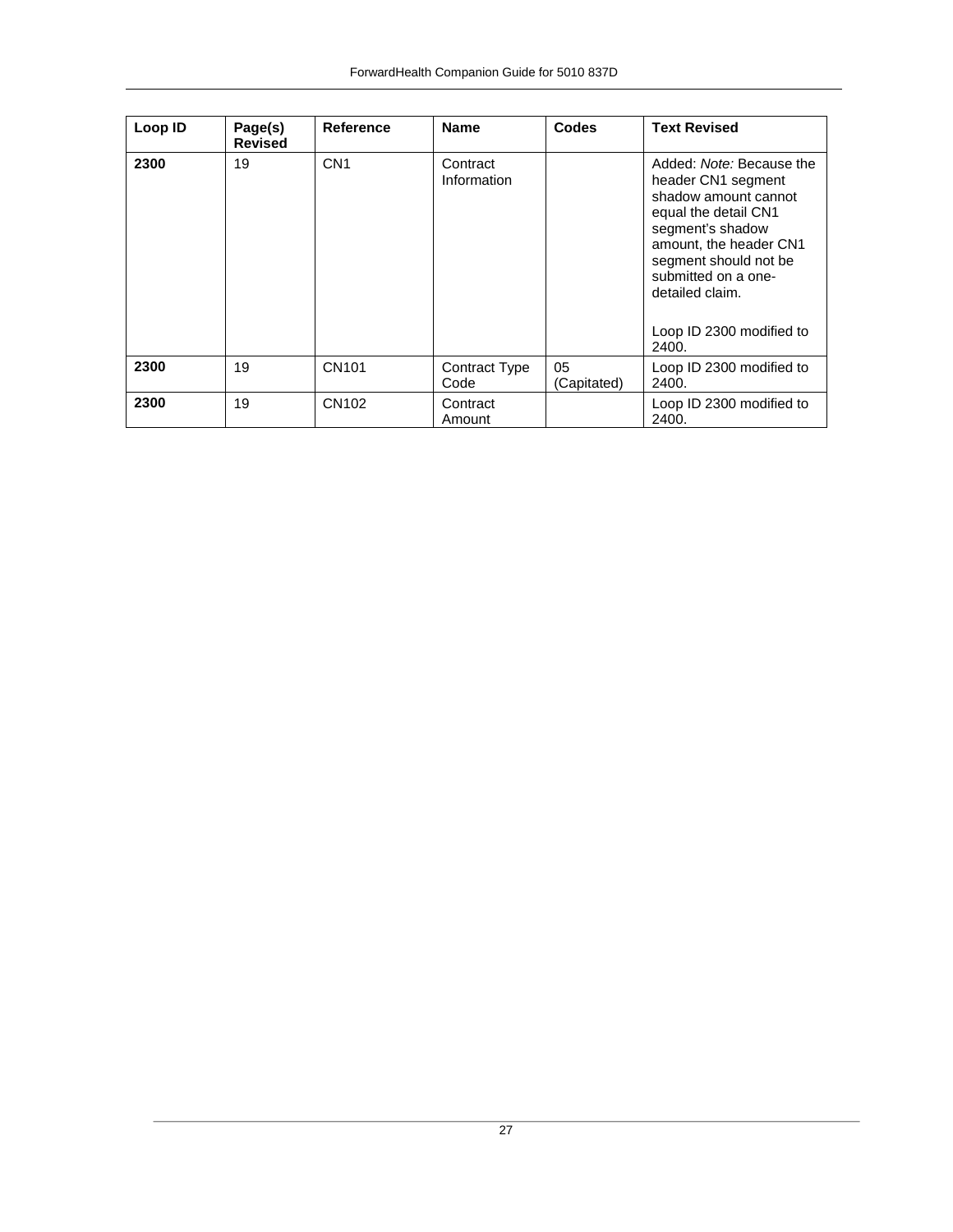| Loop ID | Page(s) Revised | Reference | Name | Codes | Text Revised |
|---|---|---|---|---|---|
| **2300** | 19 | CN1 | Contract Information | | Added: *Note:* Because the header CN1 segment shadow amount cannot equal the detail CN1 segment's shadow amount, the header CN1 segment should not be submitted on a one-detailed claim.<br><br>Loop ID 2300 modified to 2400. |
| **2300** | 19 | CN101 | Contract Type Code | 05 (Capitated) | Loop ID 2300 modified to 2400. |
| **2300** | 19 | CN102 | Contract Amount | | Loop ID 2300 modified to 2400. |